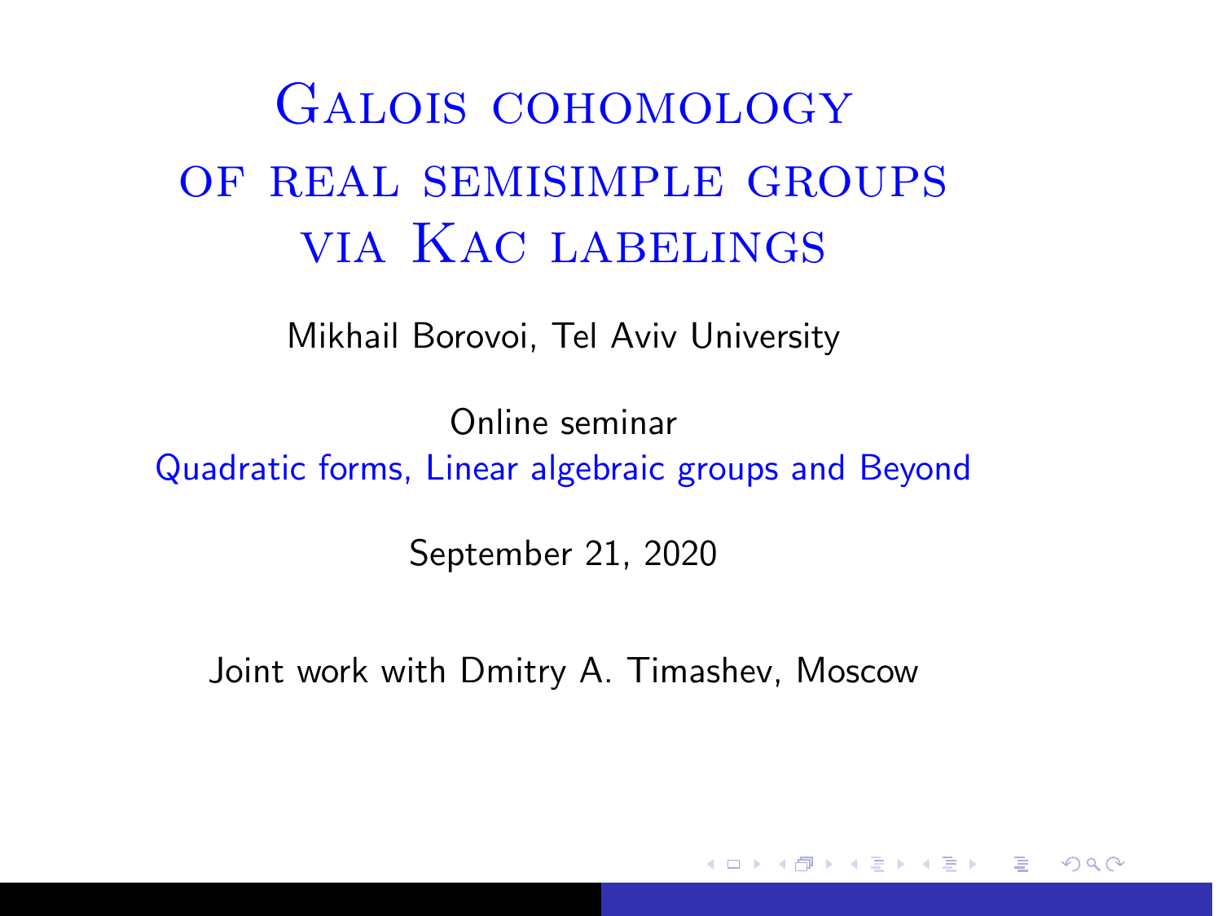# Galois cohomology of real semisimple groups via Kac labelings

Mikhail Borovoi, Tel Aviv University

Online seminar
Quadratic forms, Linear algebraic groups and Beyond

September 21, 2020

Joint work with Dmitry A. Timashev, Moscow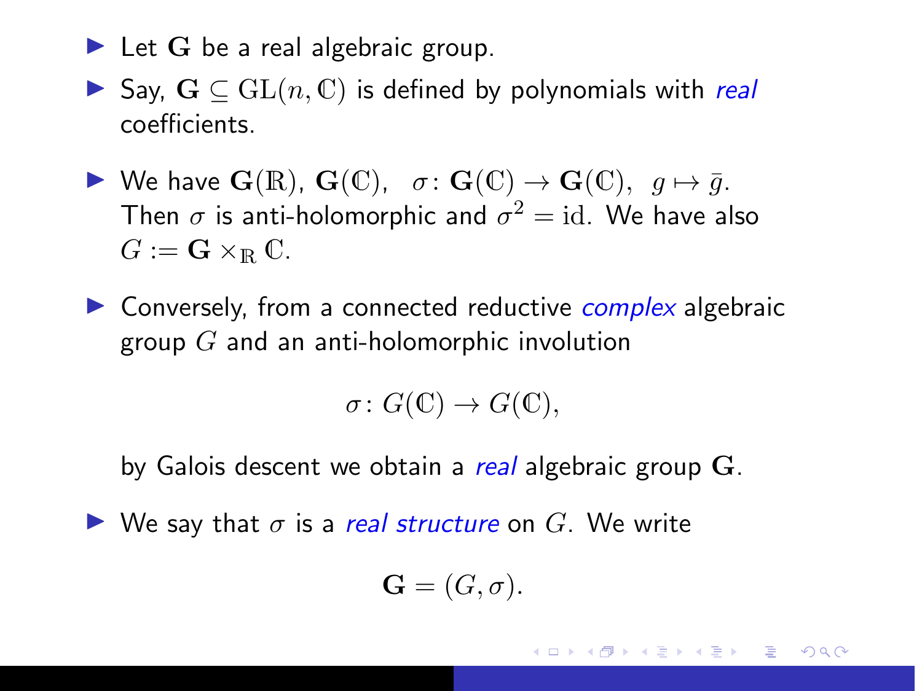- Let $\mathbf{G}$ be a real algebraic group.
- Say, $\mathbf{G} \subseteq \mathrm{GL}(n, \mathbb{C})$ is defined by polynomials with *real* coefficients.
- We have $\mathbf{G}(\mathbb{R})$, $\mathbf{G}(\mathbb{C})$, $\sigma\colon \mathbf{G}(\mathbb{C}) \to \mathbf{G}(\mathbb{C}),\ g \mapsto \bar{g}$. Then $\sigma$ is anti-holomorphic and $\sigma^2 = \mathrm{id}$. We have also $G := \mathbf{G} \times_{\mathbb{R}} \mathbb{C}$.
- Conversely, from a connected reductive *complex* algebraic group $G$ and an anti-holomorphic involution

$$\sigma\colon G(\mathbb{C}) \to G(\mathbb{C}),$$

by Galois descent we obtain a *real* algebraic group $\mathbf{G}$.
- We say that $\sigma$ is a *real structure* on $G$. We write

$$\mathbf{G} = (G, \sigma).$$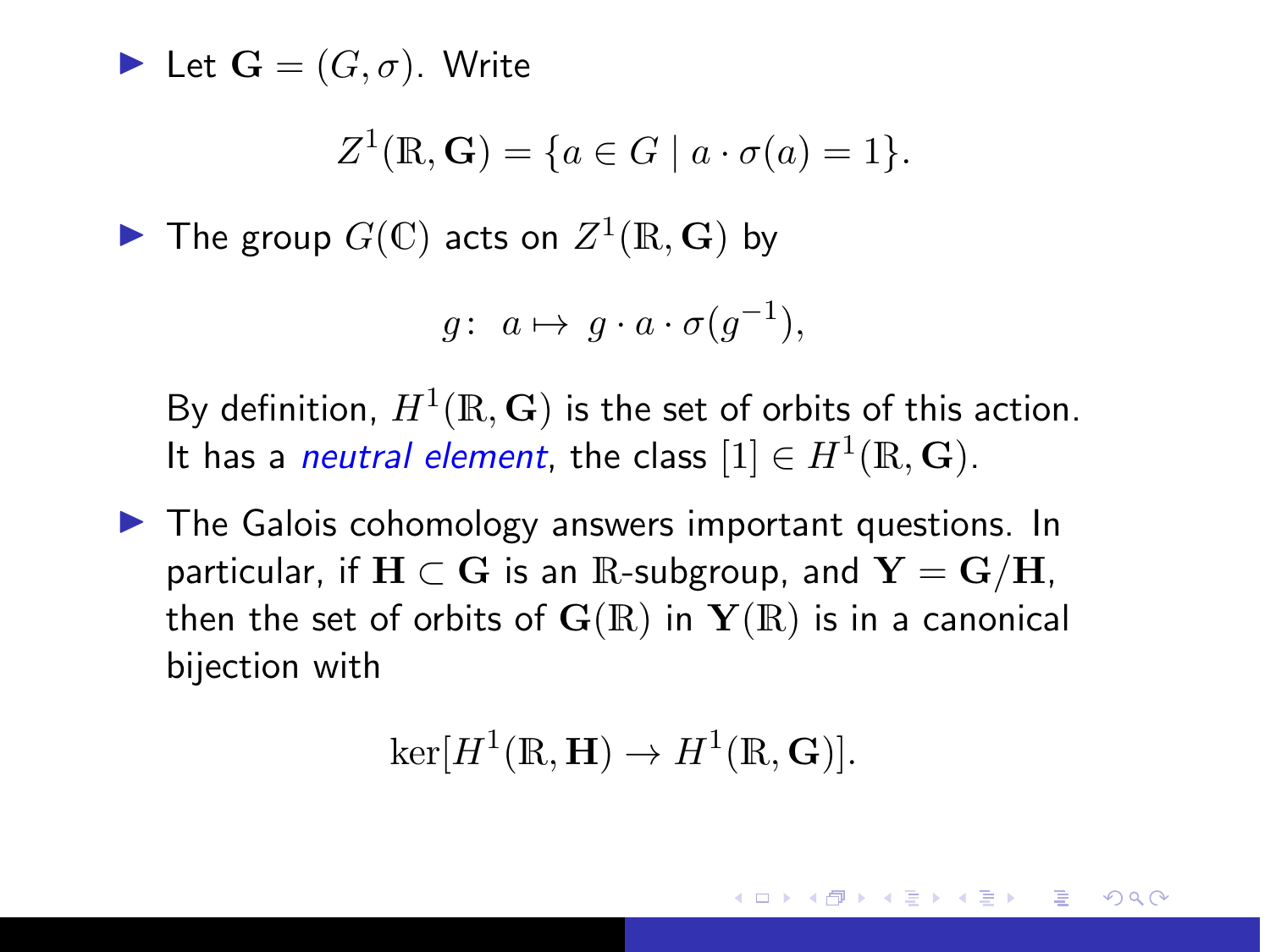- Let $\mathbf{G} = (G, \sigma)$. Write

$$Z^1(\mathbb{R}, \mathbf{G}) = \{a \in G \mid a \cdot \sigma(a) = 1\}.$$

- The group $G(\mathbb{C})$ acts on $Z^1(\mathbb{R}, \mathbf{G})$ by

$$g\colon\; a \mapsto\; g \cdot a \cdot \sigma(g^{-1}),$$

  By definition, $H^1(\mathbb{R}, \mathbf{G})$ is the set of orbits of this action. It has a *neutral element*, the class $[1] \in H^1(\mathbb{R}, \mathbf{G})$.

- The Galois cohomology answers important questions. In particular, if $\mathbf{H} \subset \mathbf{G}$ is an $\mathbb{R}$-subgroup, and $\mathbf{Y} = \mathbf{G}/\mathbf{H}$, then the set of orbits of $\mathbf{G}(\mathbb{R})$ in $\mathbf{Y}(\mathbb{R})$ is in a canonical bijection with

$$\ker[H^1(\mathbb{R}, \mathbf{H}) \to H^1(\mathbb{R}, \mathbf{G})].$$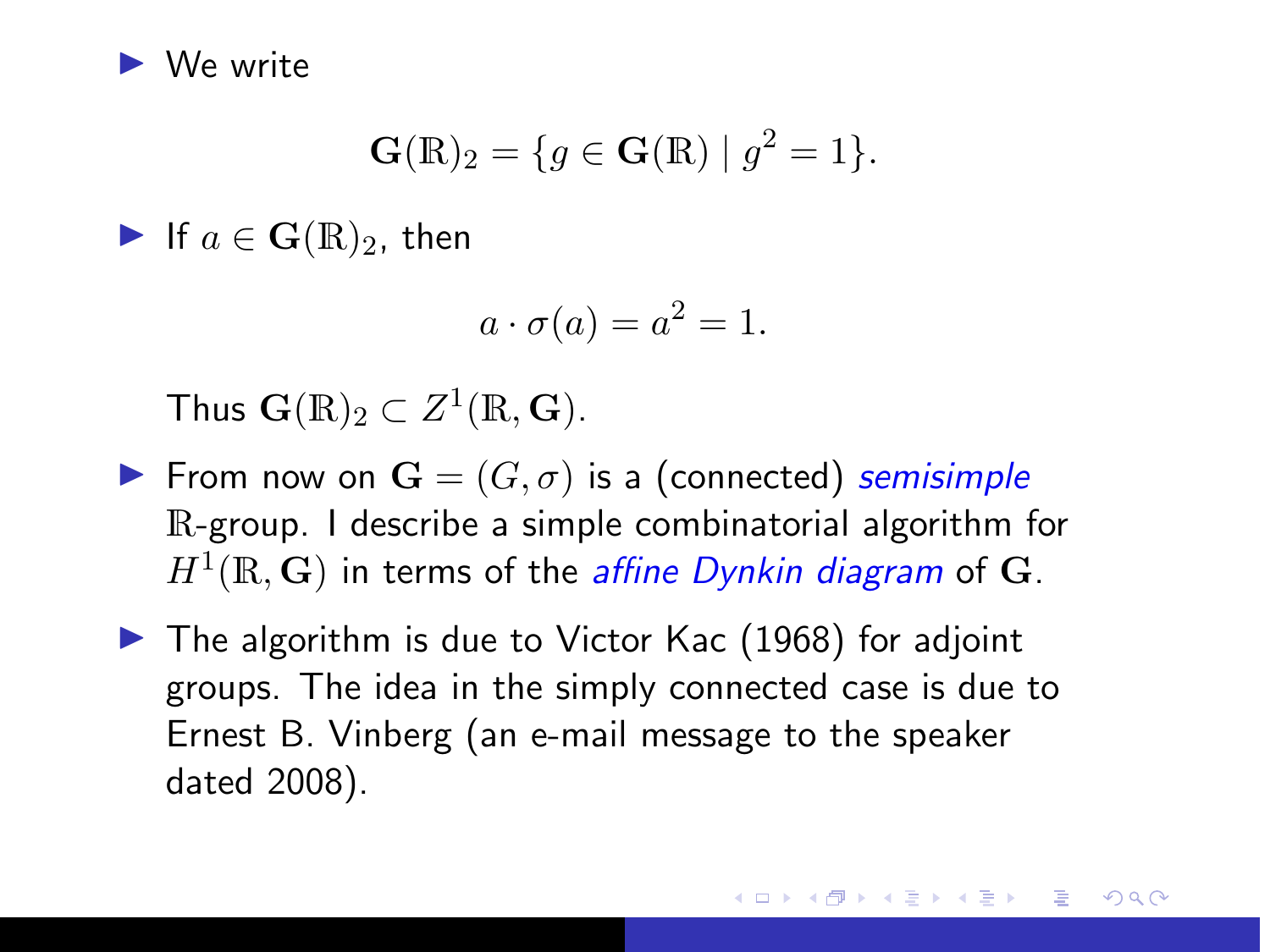- We write

$$\mathbf{G}(\mathbb{R})_2 = \{g \in \mathbf{G}(\mathbb{R}) \mid g^2 = 1\}.$$

- If $a \in \mathbf{G}(\mathbb{R})_2$, then

$$a \cdot \sigma(a) = a^2 = 1.$$

  Thus $\mathbf{G}(\mathbb{R})_2 \subset Z^1(\mathbb{R}, \mathbf{G})$.

- From now on $\mathbf{G} = (G, \sigma)$ is a (connected) *semisimple* $\mathbb{R}$-group. I describe a simple combinatorial algorithm for $H^1(\mathbb{R}, \mathbf{G})$ in terms of the *affine Dynkin diagram* of $\mathbf{G}$.

- The algorithm is due to Victor Kac (1968) for adjoint groups. The idea in the simply connected case is due to Ernest B. Vinberg (an e-mail message to the speaker dated 2008).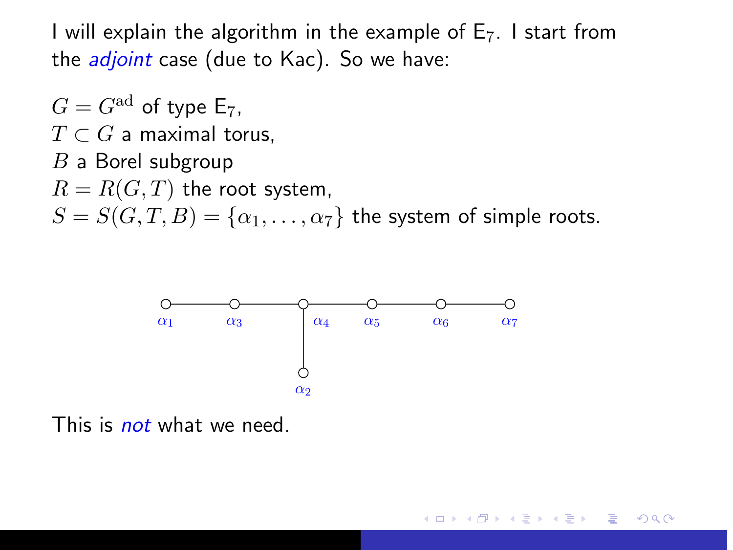I will explain the algorithm in the example of $\mathsf{E}_7$. I start from the *adjoint* case (due to Kac). So we have:

$G = G^{\mathrm{ad}}$ of type $\mathsf{E}_7$,
$T \subset G$ a maximal torus,
$B$ a Borel subgroup
$R = R(G, T)$ the root system,
$S = S(G, T, B) = \{\alpha_1, \ldots, \alpha_7\}$ the system of simple roots.

$\alpha_1 \quad \alpha_3 \quad \alpha_4 \quad \alpha_5 \quad \alpha_6 \quad \alpha_7$

$\alpha_2$

This is *not* what we need.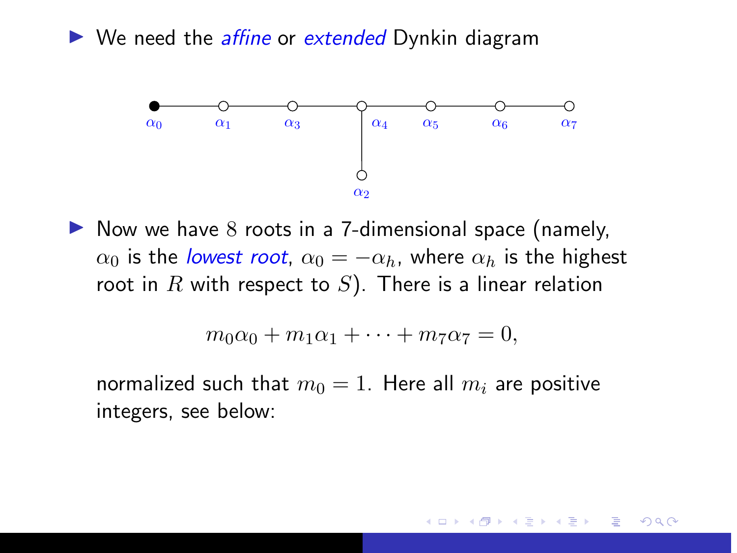- We need the *affine* or *extended* Dynkin diagram

- Now we have $8$ roots in a 7-dimensional space (namely, $\alpha_0$ is the *lowest root*, $\alpha_0 = -\alpha_h$, where $\alpha_h$ is the highest root in $R$ with respect to $S$). There is a linear relation

$$m_0\alpha_0 + m_1\alpha_1 + \cdots + m_7\alpha_7 = 0,$$

normalized such that $m_0 = 1$. Here all $m_i$ are positive integers, see below: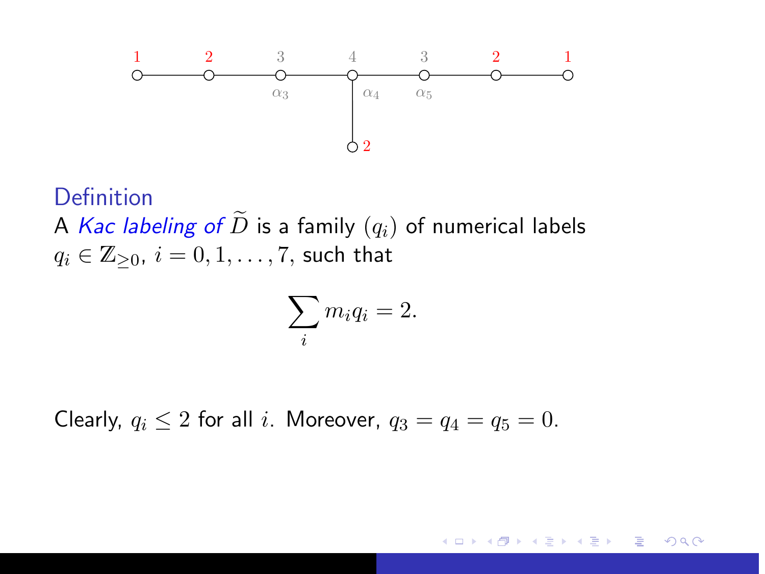Definition

A *Kac labeling of* $\widetilde{D}$ is a family $(q_i)$ of numerical labels $q_i \in \mathbb{Z}_{\geq 0}$, $i = 0, 1, \ldots, 7$, such that

$$\sum_i m_i q_i = 2.$$

Clearly, $q_i \leq 2$ for all $i$. Moreover, $q_3 = q_4 = q_5 = 0$.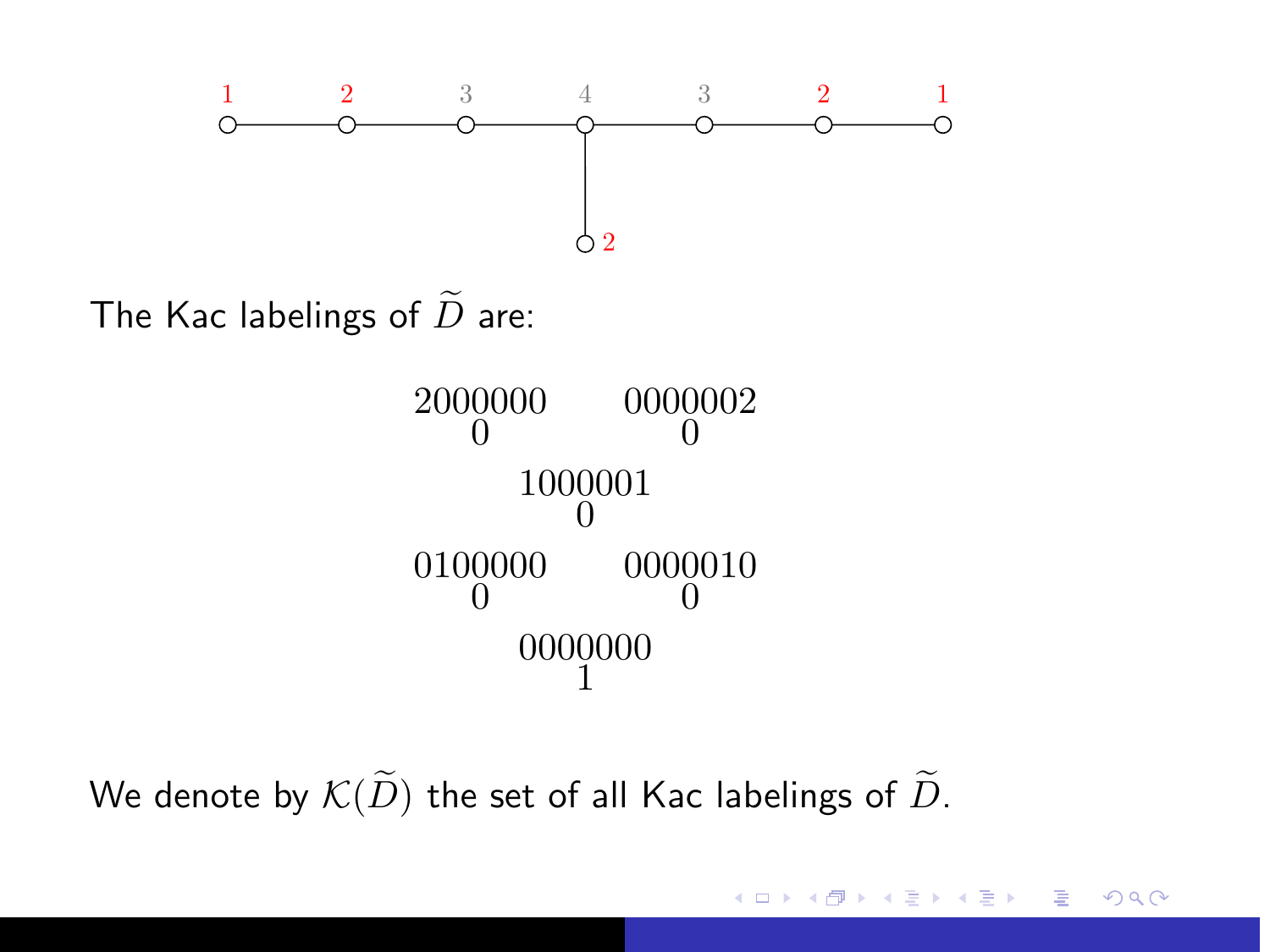The Kac labelings of $\widetilde{D}$ are:

$$\begin{matrix} 2000000 \\ 0 \end{matrix} \qquad \begin{matrix} 0000002 \\ 0 \end{matrix}$$

$$\begin{matrix} 1000001 \\ 0 \end{matrix}$$

$$\begin{matrix} 0100000 \\ 0 \end{matrix} \qquad \begin{matrix} 0000010 \\ 0 \end{matrix}$$

$$\begin{matrix} 0000000 \\ 1 \end{matrix}$$

We denote by $\mathcal{K}(\widetilde{D})$ the set of all Kac labelings of $\widetilde{D}$.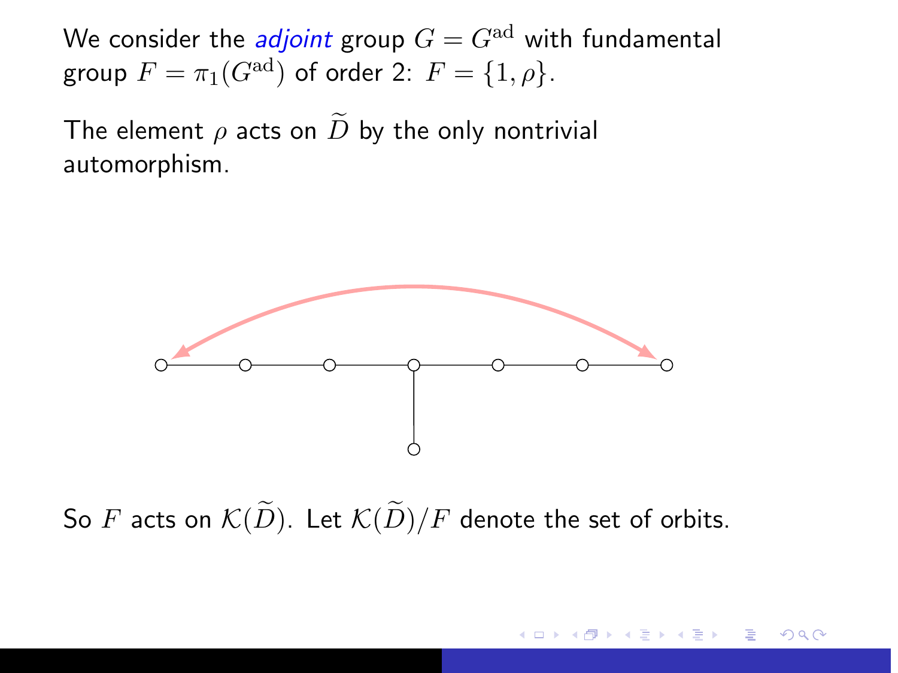We consider the *adjoint* group $G = G^{\mathrm{ad}}$ with fundamental group $F = \pi_1(G^{\mathrm{ad}})$ of order 2: $F = \{1, \rho\}$.

The element $\rho$ acts on $\widetilde{D}$ by the only nontrivial automorphism.

So $F$ acts on $\mathcal{K}(\widetilde{D})$. Let $\mathcal{K}(\widetilde{D})/F$ denote the set of orbits.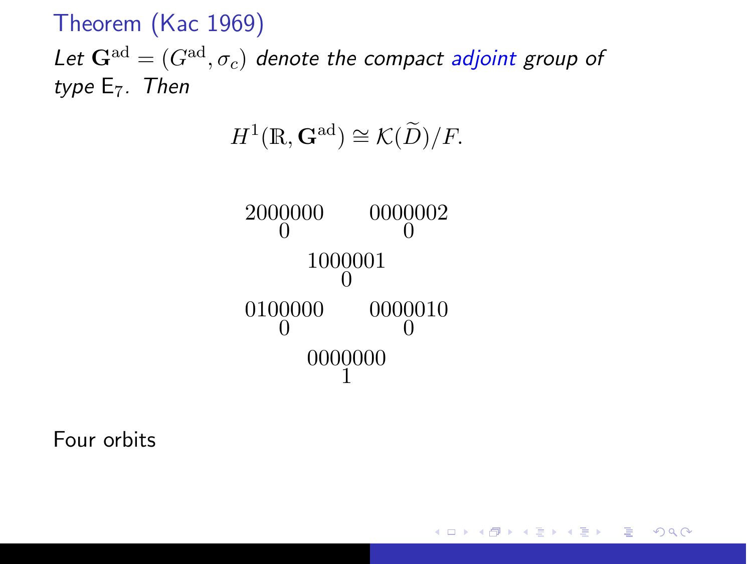### Theorem (Kac 1969)

*Let $\mathbf{G}^{\mathrm{ad}} = (G^{\mathrm{ad}}, \sigma_c)$ denote the compact adjoint group of type $\mathsf{E}_7$. Then*

$$H^1(\mathbb{R}, \mathbf{G}^{\mathrm{ad}}) \cong \mathcal{K}(\widetilde{D})/F.$$

$$\begin{array}{ccc}
\begin{smallmatrix}2000000\\0\end{smallmatrix} & & \begin{smallmatrix}0000002\\0\end{smallmatrix} \\
 & \begin{smallmatrix}1000001\\0\end{smallmatrix} & \\
\begin{smallmatrix}0100000\\0\end{smallmatrix} & & \begin{smallmatrix}0000010\\0\end{smallmatrix} \\
 & \begin{smallmatrix}0000000\\1\end{smallmatrix} &
\end{array}$$

Four orbits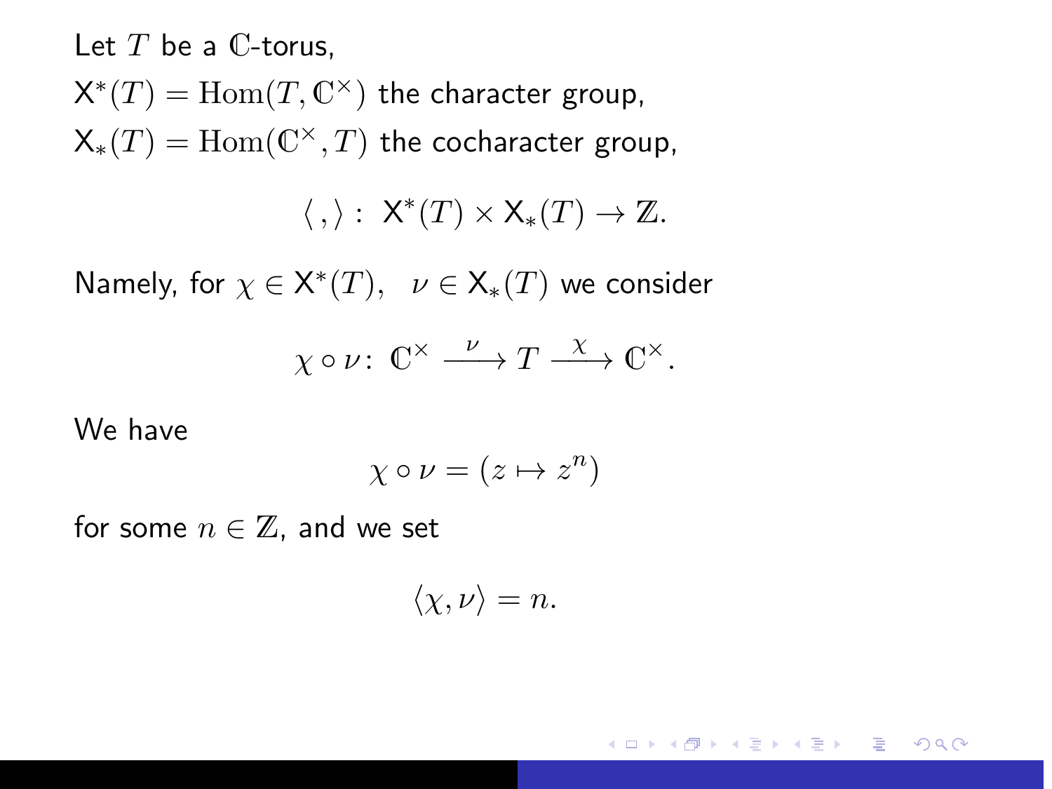Let $T$ be a $\mathbb{C}$-torus,

$\mathsf{X}^*(T) = \mathrm{Hom}(T, \mathbb{C}^\times)$ the character group,

$\mathsf{X}_*(T) = \mathrm{Hom}(\mathbb{C}^\times, T)$ the cocharacter group,

$$\langle \, , \rangle : \ \mathsf{X}^*(T) \times \mathsf{X}_*(T) \to \mathbb{Z}.$$

Namely, for $\chi \in \mathsf{X}^*(T), \quad \nu \in \mathsf{X}_*(T)$ we consider

$$\chi \circ \nu \colon \ \mathbb{C}^\times \xrightarrow{\ \nu\ } T \xrightarrow{\ \chi\ } \mathbb{C}^\times.$$

We have

$$\chi \circ \nu = (z \mapsto z^n)$$

for some $n \in \mathbb{Z}$, and we set

$$\langle \chi, \nu \rangle = n.$$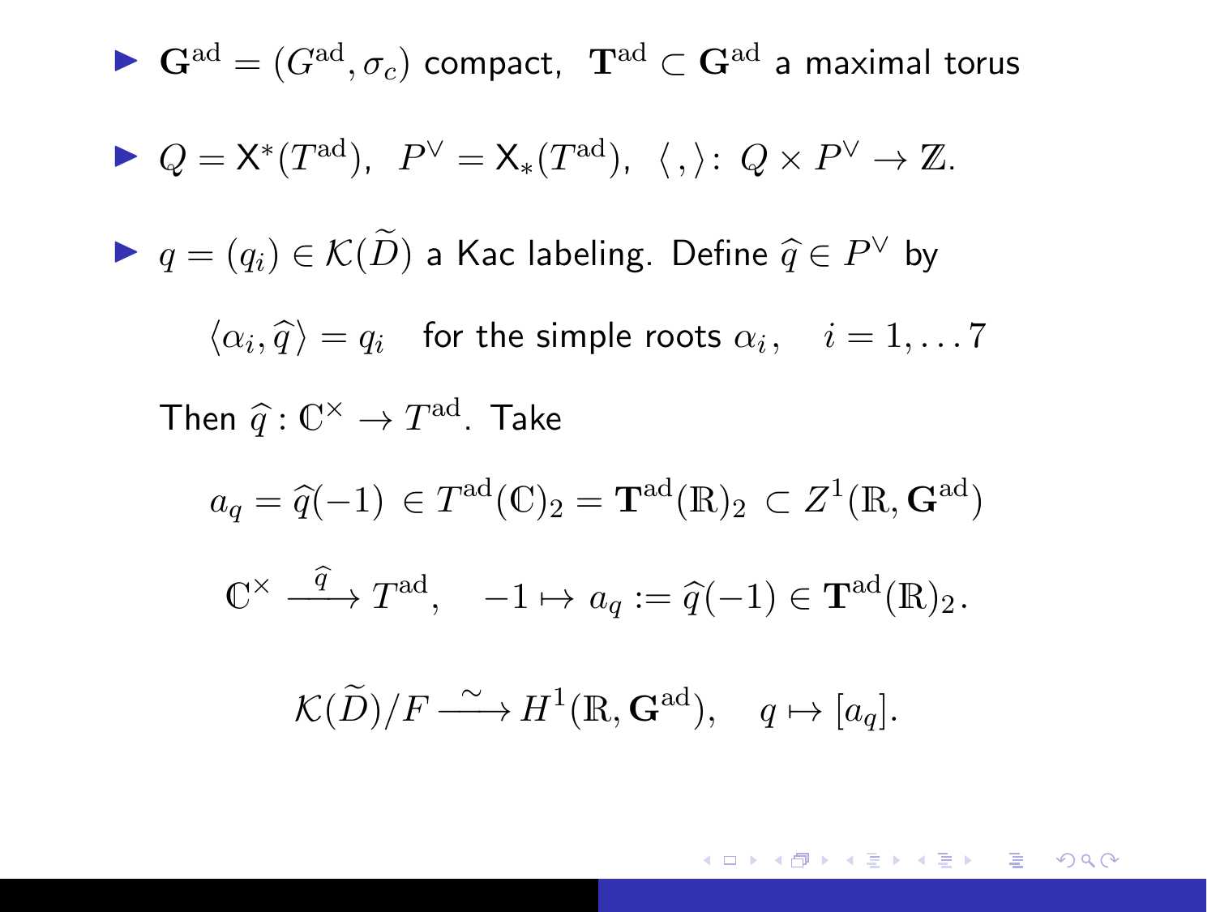- $\mathbf{G}^{\mathrm{ad}} = (G^{\mathrm{ad}}, \sigma_c)$ compact, $\mathbf{T}^{\mathrm{ad}} \subset \mathbf{G}^{\mathrm{ad}}$ a maximal torus

- $Q = \mathsf{X}^*(T^{\mathrm{ad}})$, $P^\vee = \mathsf{X}_*(T^{\mathrm{ad}})$, $\langle\, , \rangle \colon Q \times P^\vee \to \mathbb{Z}$.

- $q = (q_i) \in \mathcal{K}(\widetilde{D})$ a Kac labeling. Define $\widehat{q} \in P^\vee$ by

  $$\langle \alpha_i, \widehat{q} \rangle = q_i \quad \text{for the simple roots } \alpha_i, \quad i = 1, \dots 7$$

  Then $\widehat{q} : \mathbb{C}^\times \to T^{\mathrm{ad}}$. Take

  $$a_q = \widehat{q}(-1) \in T^{\mathrm{ad}}(\mathbb{C})_2 = \mathbf{T}^{\mathrm{ad}}(\mathbb{R})_2 \subset Z^1(\mathbb{R}, \mathbf{G}^{\mathrm{ad}})$$

  $$\mathbb{C}^\times \xrightarrow{\ \widehat{q}\ } T^{\mathrm{ad}}, \quad -1 \mapsto a_q := \widehat{q}(-1) \in \mathbf{T}^{\mathrm{ad}}(\mathbb{R})_2\,.$$

  $$\mathcal{K}(\widetilde{D})/F \xrightarrow{\ \sim\ } H^1(\mathbb{R}, \mathbf{G}^{\mathrm{ad}}), \quad q \mapsto [a_q].$$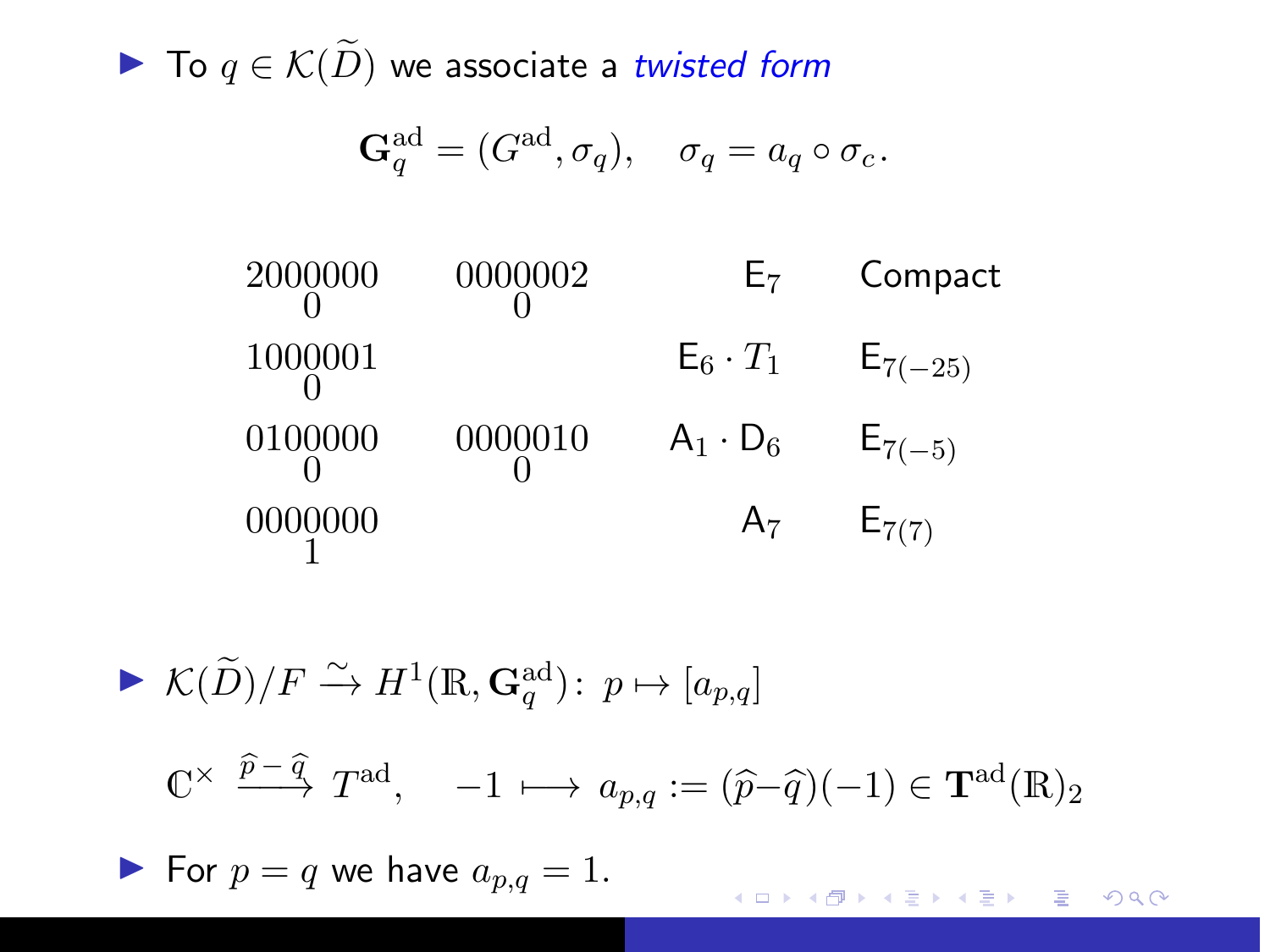- To $q \in \mathcal{K}(\widetilde{D})$ we associate a *twisted form*

$$\mathbf{G}_q^{\mathrm{ad}} = (G^{\mathrm{ad}}, \sigma_q), \quad \sigma_q = a_q \circ \sigma_c.$$

| | | | |
|---|---|---|---|
| $\underset{0}{2000000}$ | $\underset{0}{0000002}$ | $\mathsf{E}_7$ | Compact |
| $\underset{0}{1000001}$ | | $\mathsf{E}_6 \cdot T_1$ | $\mathsf{E}_{7(-25)}$ |
| $\underset{0}{0100000}$ | $\underset{0}{0000010}$ | $\mathsf{A}_1 \cdot \mathsf{D}_6$ | $\mathsf{E}_{7(-5)}$ |
| $\underset{1}{0000000}$ | | $\mathsf{A}_7$ | $\mathsf{E}_{7(7)}$ |

- $\mathcal{K}(\widetilde{D})/F \xrightarrow{\sim} H^1(\mathbb{R}, \mathbf{G}_q^{\mathrm{ad}})\colon\ p \mapsto [a_{p,q}]$

$$\mathbb{C}^\times \xrightarrow{\widehat{p} - \widehat{q}} T^{\mathrm{ad}}, \quad -1 \longmapsto a_{p,q} := (\widehat{p} - \widehat{q})(-1) \in \mathbf{T}^{\mathrm{ad}}(\mathbb{R})_2$$

- For $p = q$ we have $a_{p,q} = 1$.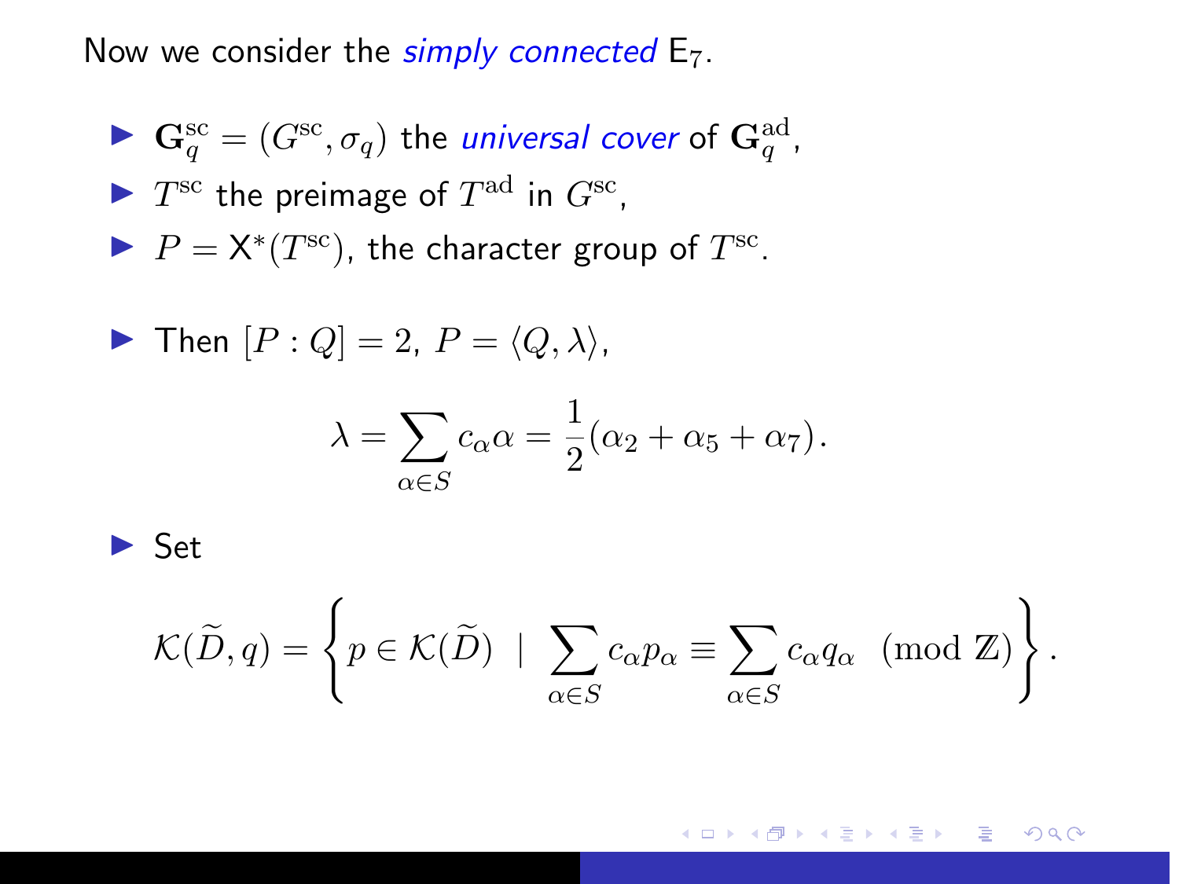Now we consider the *simply connected* $\mathsf{E}_7$.

- $\mathbf{G}_q^{\mathrm{sc}} = (G^{\mathrm{sc}}, \sigma_q)$ the *universal cover* of $\mathbf{G}_q^{\mathrm{ad}}$,
- $T^{\mathrm{sc}}$ the preimage of $T^{\mathrm{ad}}$ in $G^{\mathrm{sc}}$,
- $P = \mathsf{X}^*(T^{\mathrm{sc}})$, the character group of $T^{\mathrm{sc}}$.

- Then $[P : Q] = 2$, $P = \langle Q, \lambda \rangle$,

$$\lambda = \sum_{\alpha \in S} c_\alpha \alpha = \frac{1}{2}(\alpha_2 + \alpha_5 + \alpha_7).$$

- Set

$$\mathcal{K}(\widetilde{D}, q) = \left\{ p \in \mathcal{K}(\widetilde{D}) \;\middle|\; \sum_{\alpha \in S} c_\alpha p_\alpha \equiv \sum_{\alpha \in S} c_\alpha q_\alpha \pmod{\mathbb{Z}} \right\}.$$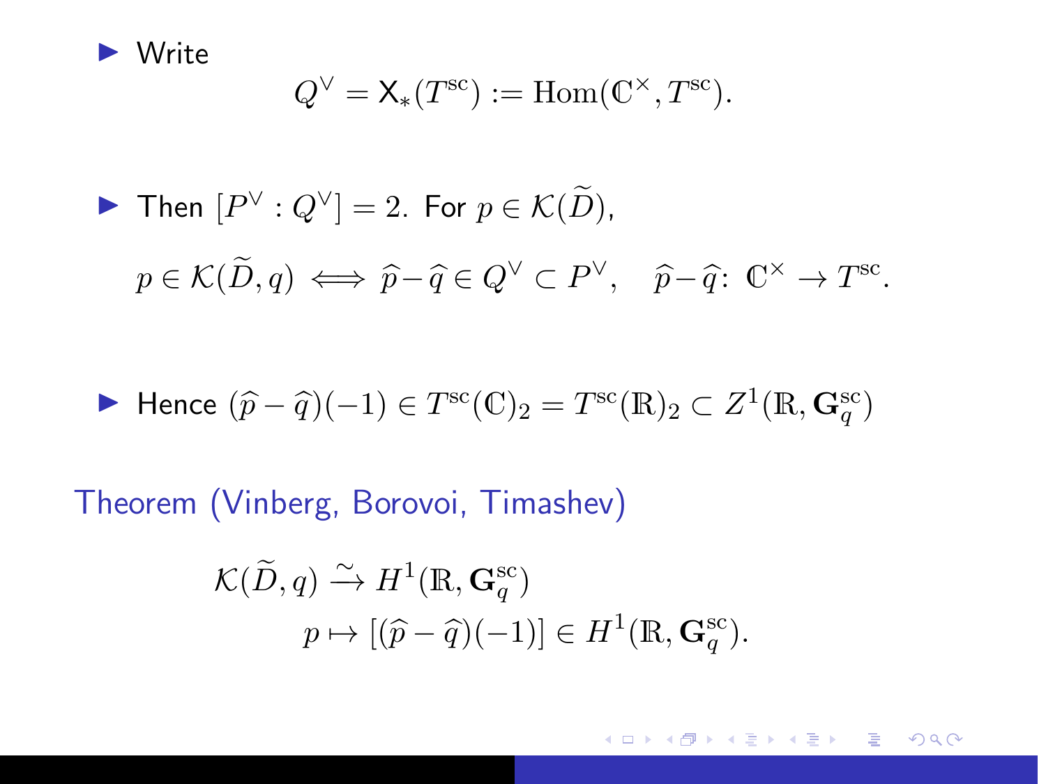- Write
$$Q^\vee = \mathsf{X}_*(T^{\rm sc}) := \mathrm{Hom}(\mathbb{C}^\times, T^{\rm sc}).$$

- Then $[P^\vee : Q^\vee] = 2$. For $p \in \mathcal{K}(\widetilde{D})$,
$$p \in \mathcal{K}(\widetilde{D}, q) \iff \widehat{p} - \widehat{q} \in Q^\vee \subset P^\vee, \quad \widehat{p} - \widehat{q}\colon\ \mathbb{C}^\times \to T^{\rm sc}.$$

- Hence $(\widehat{p} - \widehat{q})(-1) \in T^{\rm sc}(\mathbb{C})_2 = T^{\rm sc}(\mathbb{R})_2 \subset Z^1(\mathbb{R}, \mathbf{G}_q^{\rm sc})$

**Theorem (Vinberg, Borovoi, Timashev)**

$$\mathcal{K}(\widetilde{D}, q) \xrightarrow{\sim} H^1(\mathbb{R}, \mathbf{G}_q^{\rm sc})$$
$$p \mapsto [(\widehat{p} - \widehat{q})(-1)] \in H^1(\mathbb{R}, \mathbf{G}_q^{\rm sc}).$$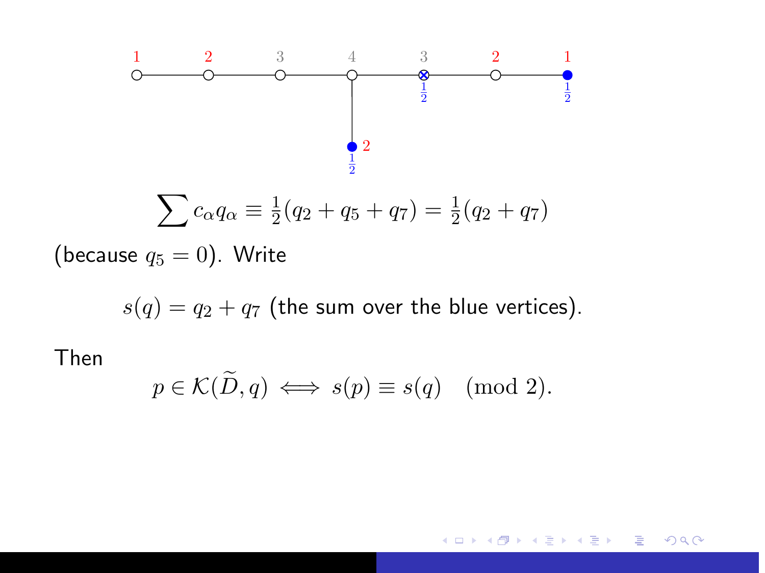$$\sum c_\alpha q_\alpha \equiv \tfrac{1}{2}(q_2 + q_5 + q_7) = \tfrac{1}{2}(q_2 + q_7)$$

(because $q_5 = 0$). Write

$$s(q) = q_2 + q_7 \text{ (the sum over the blue vertices).}$$

Then

$$p \in \mathcal{K}(\widetilde{D}, q) \iff s(p) \equiv s(q) \pmod{2}.$$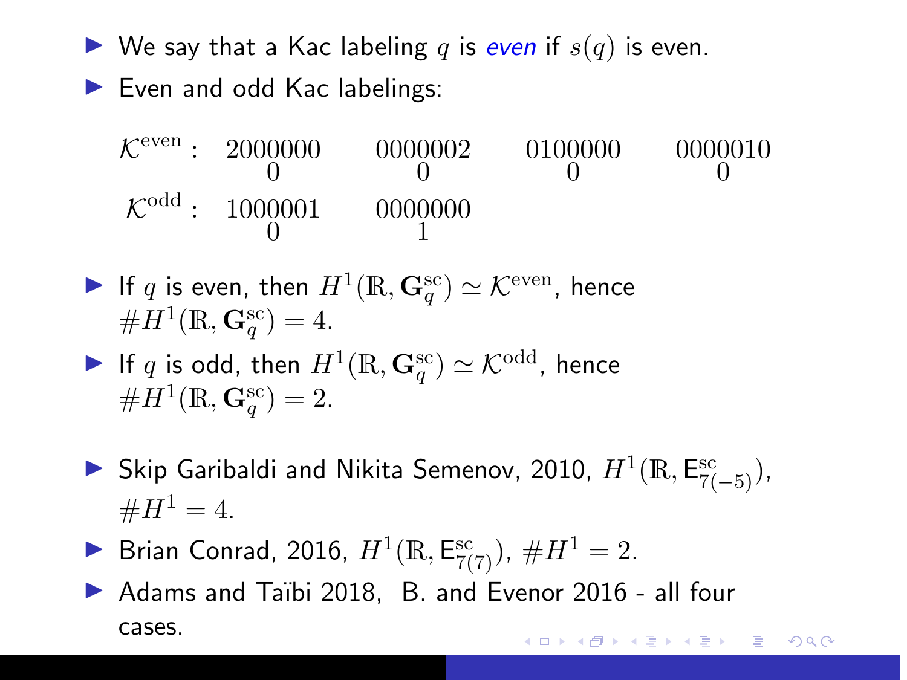- We say that a Kac labeling $q$ is *even* if $s(q)$ is even.
- Even and odd Kac labelings:

$$
\begin{array}{lcccc}
\mathcal{K}^{\rm even}: & \begin{smallmatrix}2000000\\0\end{smallmatrix} & \begin{smallmatrix}0000002\\0\end{smallmatrix} & \begin{smallmatrix}0100000\\0\end{smallmatrix} & \begin{smallmatrix}0000010\\0\end{smallmatrix} \\
\mathcal{K}^{\rm odd}: & \begin{smallmatrix}1000001\\0\end{smallmatrix} & \begin{smallmatrix}0000000\\1\end{smallmatrix} & &
\end{array}
$$

- If $q$ is even, then $H^1(\mathbb{R}, \mathbf{G}_q^{\rm sc}) \simeq \mathcal{K}^{\rm even}$, hence $\# H^1(\mathbb{R}, \mathbf{G}_q^{\rm sc}) = 4$.
- If $q$ is odd, then $H^1(\mathbb{R}, \mathbf{G}_q^{\rm sc}) \simeq \mathcal{K}^{\rm odd}$, hence $\# H^1(\mathbb{R}, \mathbf{G}_q^{\rm sc}) = 2$.

- Skip Garibaldi and Nikita Semenov, 2010, $H^1(\mathbb{R}, \mathsf{E}^{\rm sc}_{7(-5)})$, $\# H^1 = 4$.
- Brian Conrad, 2016, $H^1(\mathbb{R}, \mathsf{E}^{\rm sc}_{7(7)})$, $\# H^1 = 2$.
- Adams and Taïbi 2018, B. and Evenor 2016 - all four cases.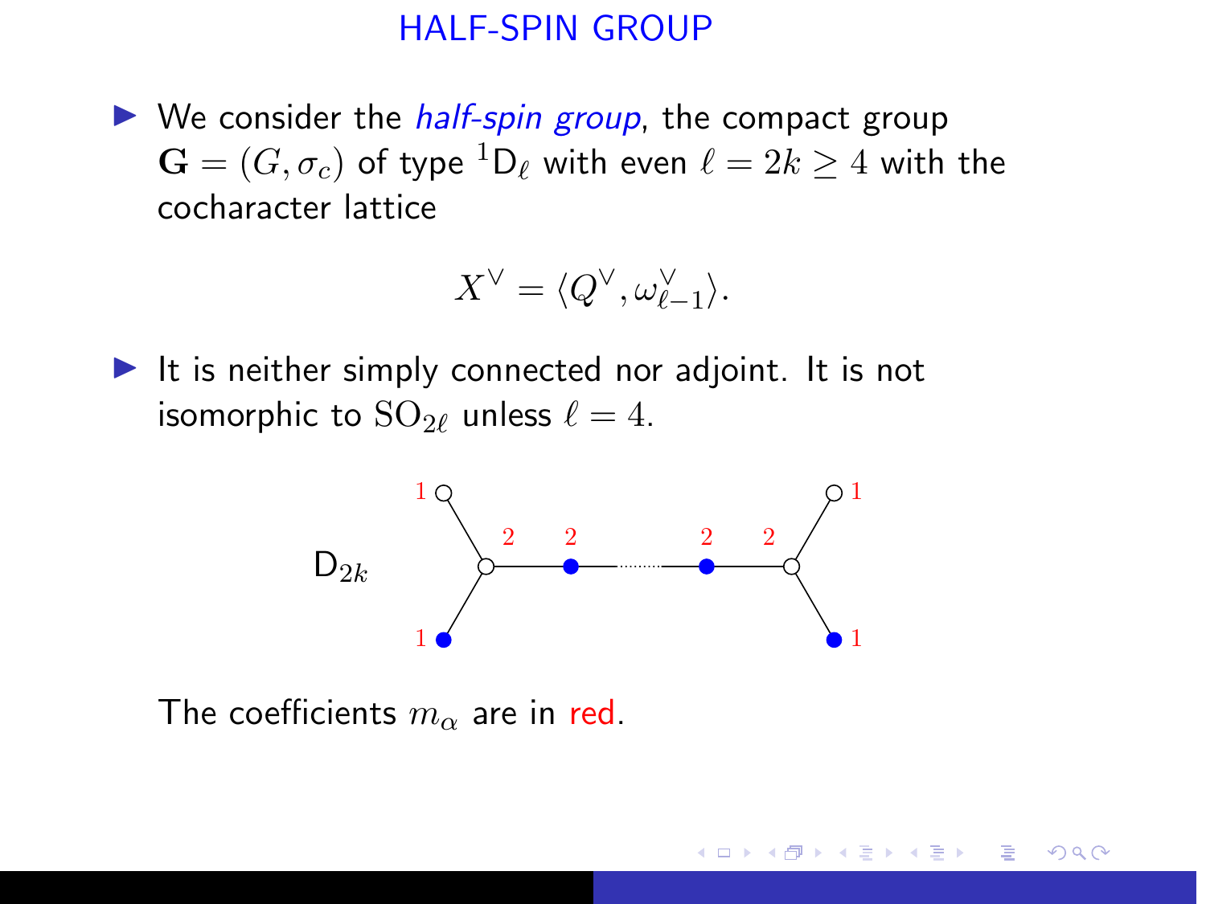# HALF-SPIN GROUP

- We consider the *half-spin group*, the compact group $\mathbf{G} = (G, \sigma_c)$ of type ${}^1\mathsf{D}_\ell$ with even $\ell = 2k \geq 4$ with the cocharacter lattice

$$X^\vee = \langle Q^\vee, \omega^\vee_{\ell-1} \rangle.$$

- It is neither simply connected nor adjoint. It is not isomorphic to $\mathrm{SO}_{2\ell}$ unless $\ell = 4$.

The coefficients $m_\alpha$ are in red.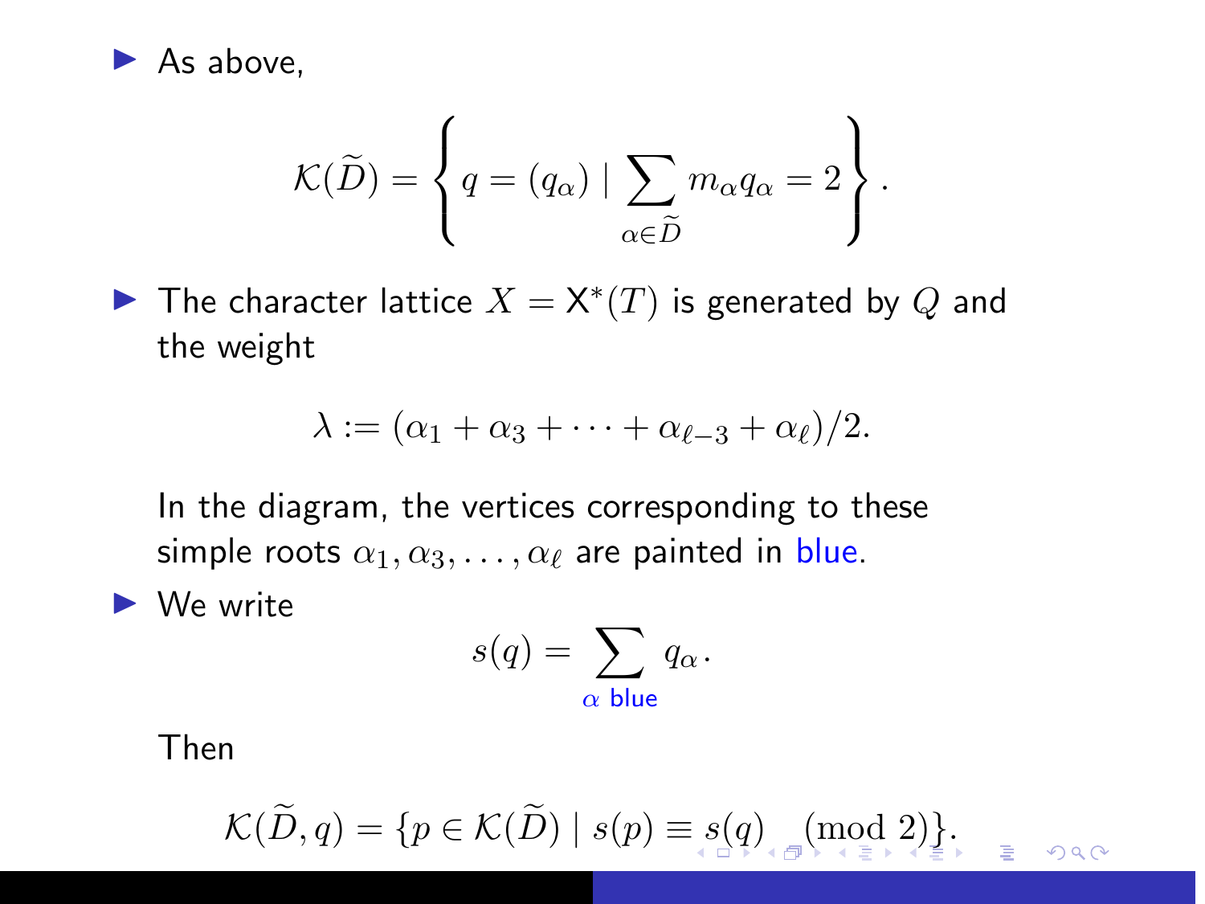- As above,

$$\mathcal{K}(\widetilde{D}) = \left\{ q = (q_\alpha) \mid \sum_{\alpha \in \widetilde{D}} m_\alpha q_\alpha = 2 \right\}.$$

- The character lattice $X = \mathsf{X}^*(T)$ is generated by $Q$ and the weight

$$\lambda := (\alpha_1 + \alpha_3 + \cdots + \alpha_{\ell-3} + \alpha_\ell)/2.$$

  In the diagram, the vertices corresponding to these simple roots $\alpha_1, \alpha_3, \ldots, \alpha_\ell$ are painted in blue.

- We write

$$s(q) = \sum_{\alpha \text{ blue}} q_\alpha .$$

  Then

$$\mathcal{K}(\widetilde{D}, q) = \{ p \in \mathcal{K}(\widetilde{D}) \mid s(p) \equiv s(q) \pmod 2 \}.$$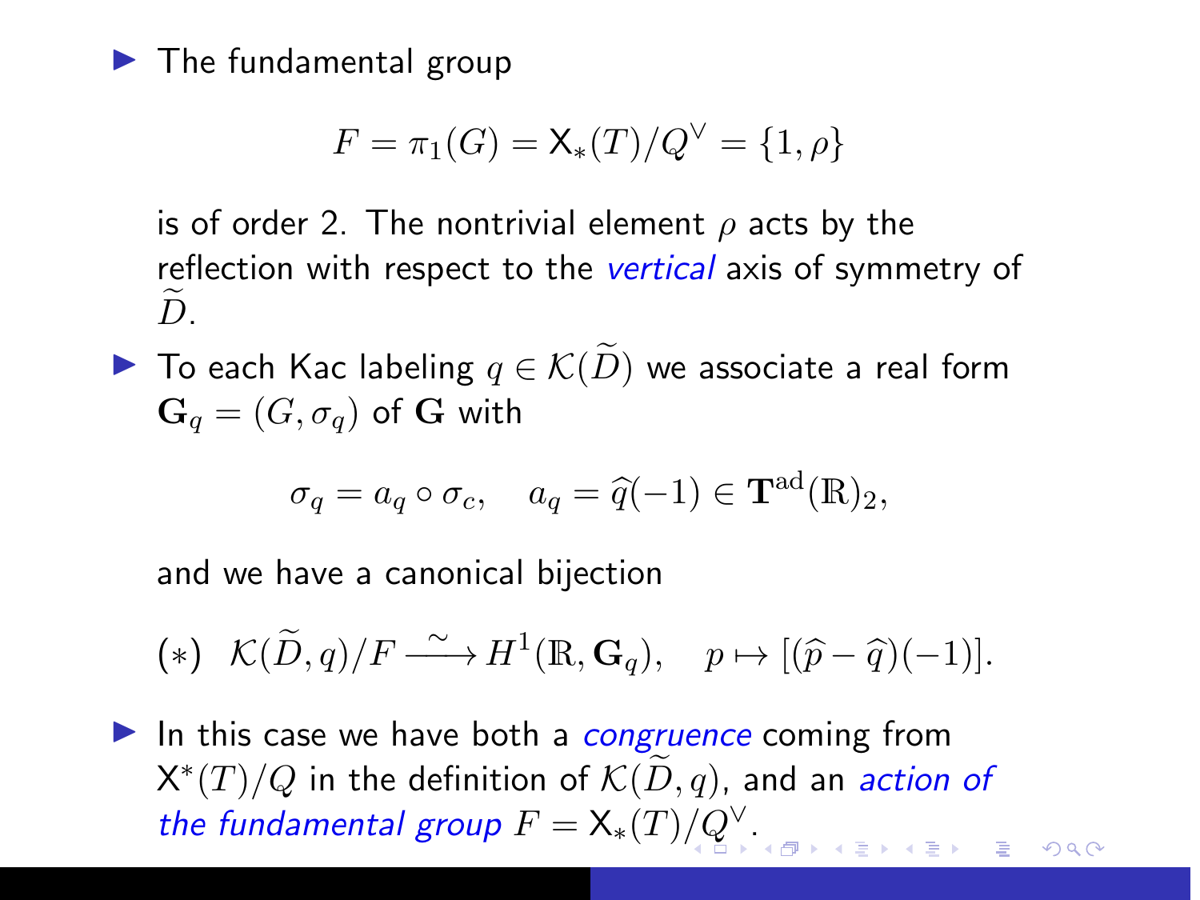- The fundamental group

$$F = \pi_1(G) = \mathsf{X}_*(T)/Q^\vee = \{1, \rho\}$$

is of order 2. The nontrivial element $\rho$ acts by the reflection with respect to the *vertical* axis of symmetry of $\widetilde{D}$.

- To each Kac labeling $q \in \mathcal{K}(\widetilde{D})$ we associate a real form $\mathbf{G}_q = (G, \sigma_q)$ of $\mathbf{G}$ with

$$\sigma_q = a_q \circ \sigma_c, \quad a_q = \widehat{q}(-1) \in \mathbf{T}^{\mathrm{ad}}(\mathbb{R})_2,$$

and we have a canonical bijection

$$(*) \quad \mathcal{K}(\widetilde{D}, q)/F \xrightarrow{\sim} H^1(\mathbb{R}, \mathbf{G}_q), \quad p \mapsto [(\widehat{p} - \widehat{q})(-1)].$$

- In this case we have both a *congruence* coming from $\mathsf{X}^*(T)/Q$ in the definition of $\mathcal{K}(\widetilde{D}, q)$, and an *action of the fundamental group* $F = \mathsf{X}_*(T)/Q^\vee$.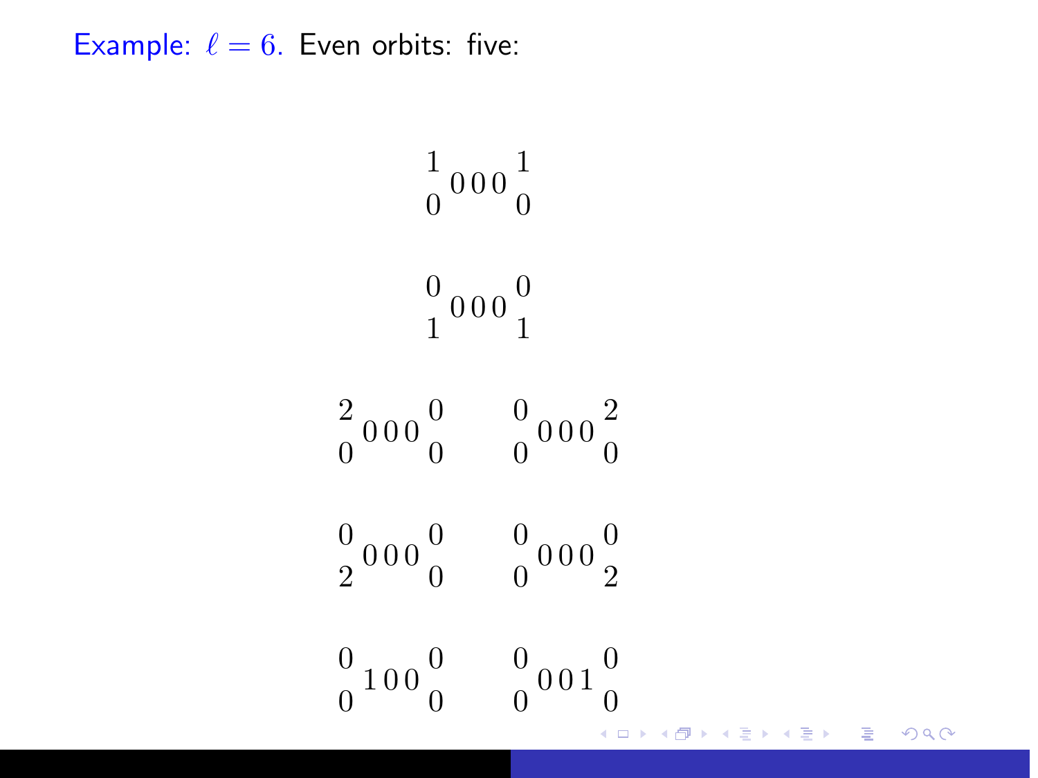Example: $\ell = 6$. Even orbits: five:

$$\begin{smallmatrix} 1 & & 1 \\ & 0\,0\,0 & \\ 0 & & 0 \end{smallmatrix}$$

$$\begin{smallmatrix} 0 & & 0 \\ & 0\,0\,0 & \\ 1 & & 1 \end{smallmatrix}$$

$$\begin{smallmatrix} 2 & & 0 \\ & 0\,0\,0 & \\ 0 & & 0 \end{smallmatrix} \qquad \begin{smallmatrix} 0 & & 2 \\ & 0\,0\,0 & \\ 0 & & 0 \end{smallmatrix}$$

$$\begin{smallmatrix} 0 & & 0 \\ & 0\,0\,0 & \\ 2 & & 0 \end{smallmatrix} \qquad \begin{smallmatrix} 0 & & 0 \\ & 0\,0\,0 & \\ 0 & & 2 \end{smallmatrix}$$

$$\begin{smallmatrix} 0 & & 0 \\ & 1\,0\,0 & \\ 0 & & 0 \end{smallmatrix} \qquad \begin{smallmatrix} 0 & & 0 \\ & 0\,0\,1 & \\ 0 & & 0 \end{smallmatrix}$$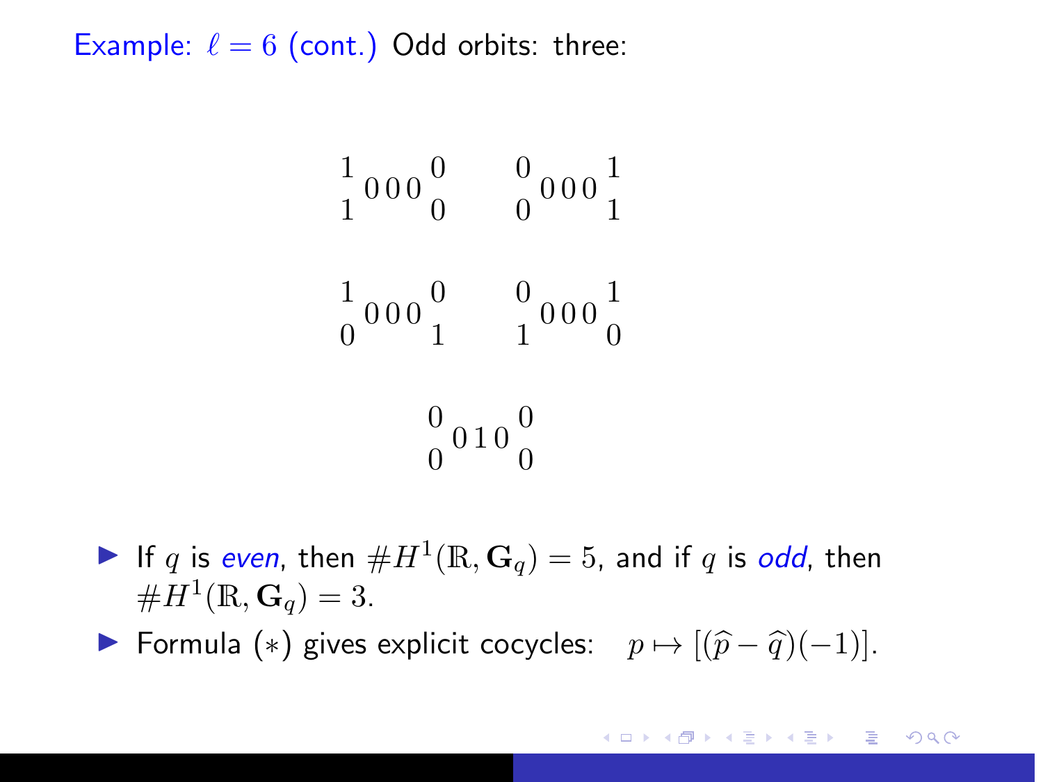Example: $\ell = 6$ (cont.) Odd orbits: three:

$$\begin{smallmatrix}1&&&&0\\&0&0&0&\\1&&&&0\end{smallmatrix} \qquad \begin{smallmatrix}0&&&&1\\&0&0&0&\\0&&&&1\end{smallmatrix}$$

$$\begin{smallmatrix}1&&&&0\\&0&0&0&\\0&&&&1\end{smallmatrix} \qquad \begin{smallmatrix}0&&&&1\\&0&0&0&\\1&&&&0\end{smallmatrix}$$

$$\begin{smallmatrix}0&&&&0\\&0&1&0&\\0&&&&0\end{smallmatrix}$$

- If $q$ is *even*, then $\#H^1(\mathbb{R}, \mathbf{G}_q) = 5$, and if $q$ is *odd*, then $\#H^1(\mathbb{R}, \mathbf{G}_q) = 3$.
- Formula $(*)$ gives explicit cocycles: $\quad p \mapsto [(\widehat{p} - \widehat{q})(-1)]$.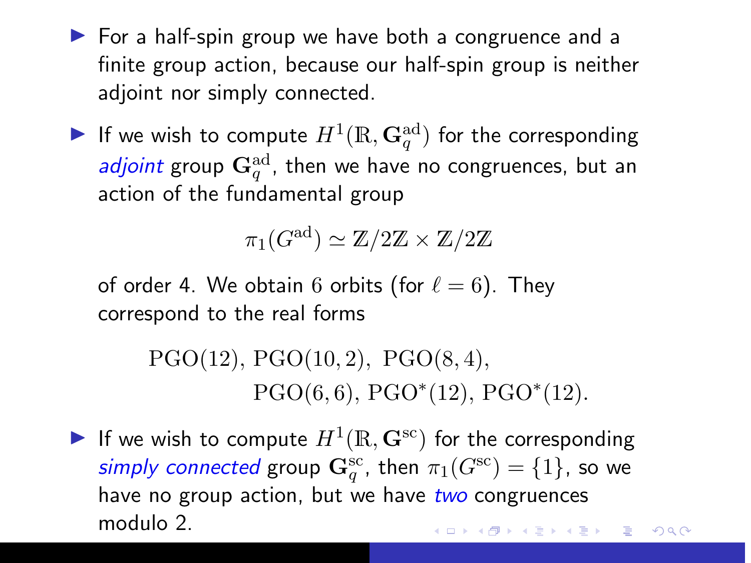- For a half-spin group we have both a congruence and a finite group action, because our half-spin group is neither adjoint nor simply connected.

- If we wish to compute $H^1(\mathbb{R}, \mathbf{G}_q^{\mathrm{ad}})$ for the corresponding *adjoint* group $\mathbf{G}_q^{\mathrm{ad}}$, then we have no congruences, but an action of the fundamental group

$$\pi_1(G^{\mathrm{ad}}) \simeq \mathbb{Z}/2\mathbb{Z} \times \mathbb{Z}/2\mathbb{Z}$$

of order 4. We obtain 6 orbits (for $\ell = 6$). They correspond to the real forms

$$\mathrm{PGO}(12),\, \mathrm{PGO}(10,2),\; \mathrm{PGO}(8,4),\\ \mathrm{PGO}(6,6),\, \mathrm{PGO}^*(12),\, \mathrm{PGO}^*(12).$$

- If we wish to compute $H^1(\mathbb{R}, \mathbf{G}^{\mathrm{sc}})$ for the corresponding *simply connected* group $\mathbf{G}_q^{\mathrm{sc}}$, then $\pi_1(G^{\mathrm{sc}}) = \{1\}$, so we have no group action, but we have *two* congruences modulo 2.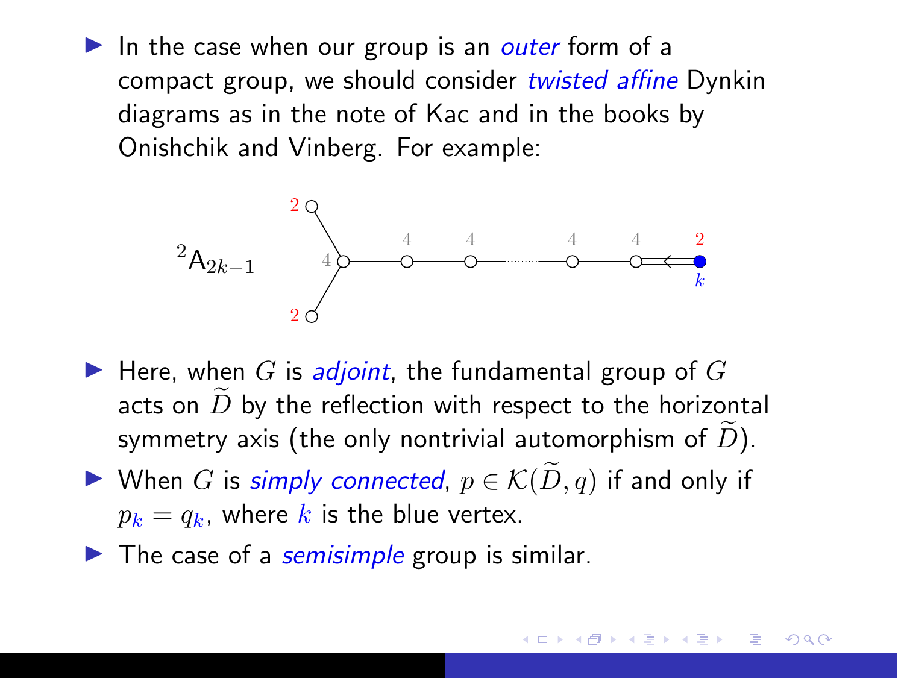- In the case when our group is an *outer* form of a compact group, we should consider *twisted affine* Dynkin diagrams as in the note of Kac and in the books by Onishchik and Vinberg. For example:

$^2\mathsf{A}_{2k-1}$

- Here, when $G$ is *adjoint*, the fundamental group of $G$ acts on $\widetilde{D}$ by the reflection with respect to the horizontal symmetry axis (the only nontrivial automorphism of $\widetilde{D}$).
- When $G$ is *simply connected*, $p \in \mathcal{K}(\widetilde{D}, q)$ if and only if $p_k = q_k$, where $k$ is the blue vertex.
- The case of a *semisimple* group is similar.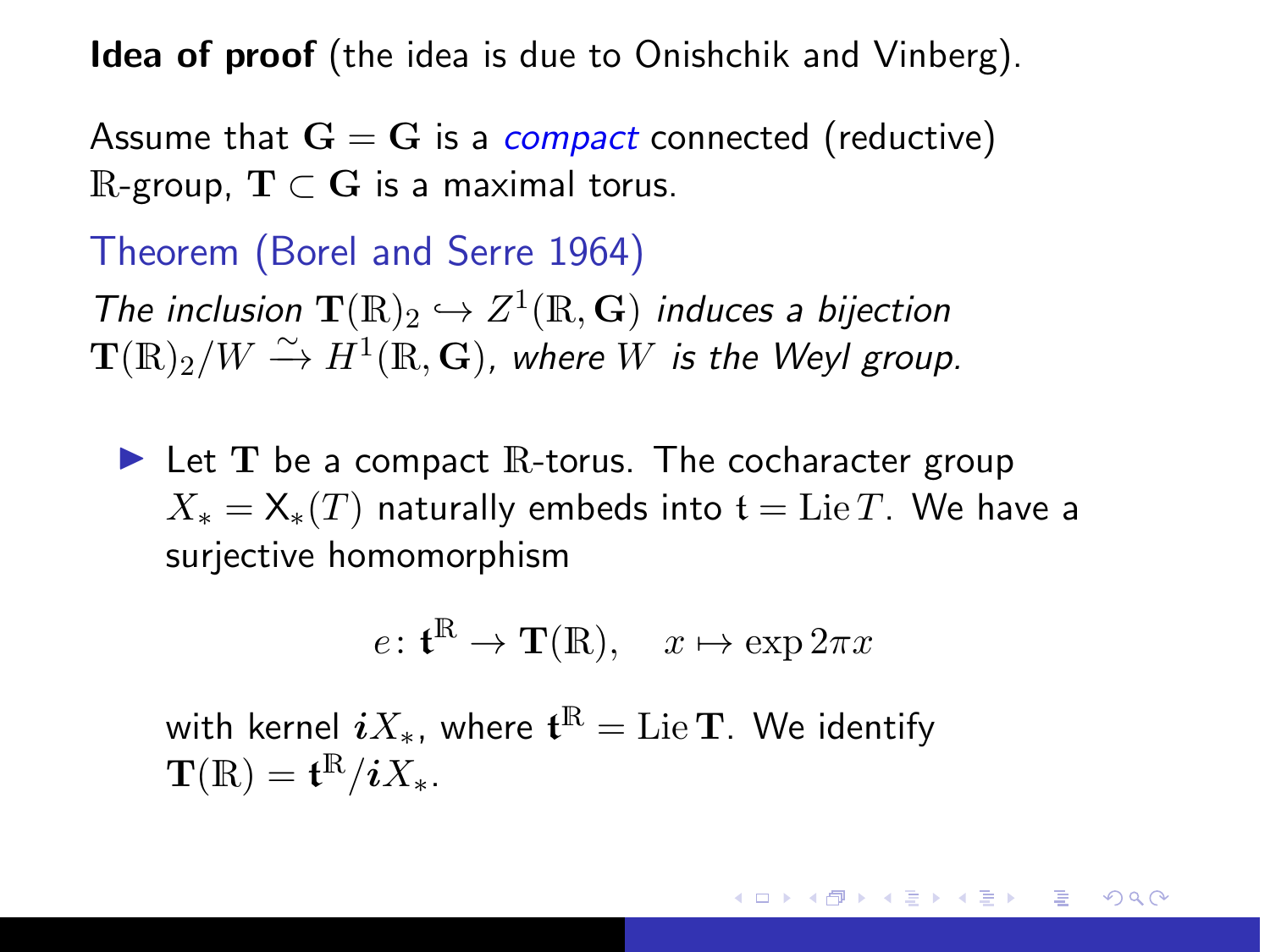**Idea of proof** (the idea is due to Onishchik and Vinberg).

Assume that $\mathbf{G} = \mathbf{G}$ is a *compact* connected (reductive) $\mathbb{R}$-group, $\mathbf{T} \subset \mathbf{G}$ is a maximal torus.

Theorem (Borel and Serre 1964)

*The inclusion* $\mathbf{T}(\mathbb{R})_2 \hookrightarrow Z^1(\mathbb{R}, \mathbf{G})$ *induces a bijection* $\mathbf{T}(\mathbb{R})_2/W \xrightarrow{\sim} H^1(\mathbb{R}, \mathbf{G})$*, where* $W$ *is the Weyl group.*

- Let $\mathbf{T}$ be a compact $\mathbb{R}$-torus. The cocharacter group $X_* = \mathsf{X}_*(T)$ naturally embeds into $\mathfrak{t} = \operatorname{Lie} T$. We have a surjective homomorphism

$$e \colon \mathfrak{t}^{\mathbb{R}} \to \mathbf{T}(\mathbb{R}), \quad x \mapsto \exp 2\pi x$$

with kernel $\boldsymbol{i}X_*$, where $\mathfrak{t}^{\mathbb{R}} = \operatorname{Lie} \mathbf{T}$. We identify $\mathbf{T}(\mathbb{R}) = \mathfrak{t}^{\mathbb{R}}/\boldsymbol{i}X_*$.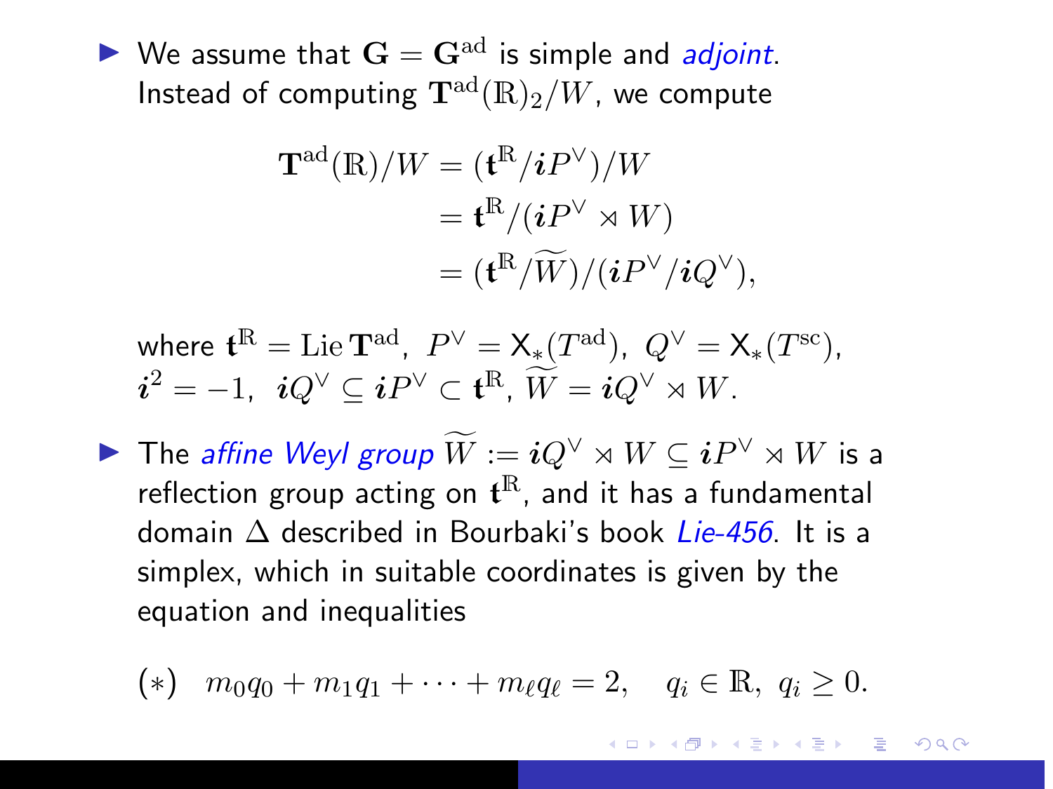- We assume that $\mathbf{G} = \mathbf{G}^{\mathrm{ad}}$ is simple and *adjoint*. Instead of computing $\mathbf{T}^{\mathrm{ad}}(\mathbb{R})_2/W$, we compute

$$\begin{aligned}\mathbf{T}^{\mathrm{ad}}(\mathbb{R})/W &= (\mathbf{t}^{\mathbb{R}}/\boldsymbol{i}P^\vee)/W \\ &= \mathbf{t}^{\mathbb{R}}/(\boldsymbol{i}P^\vee \rtimes W) \\ &= (\mathbf{t}^{\mathbb{R}}/\widetilde{W})/(\boldsymbol{i}P^\vee/\boldsymbol{i}Q^\vee),\end{aligned}$$

  where $\mathbf{t}^{\mathbb{R}} = \mathrm{Lie}\, \mathbf{T}^{\mathrm{ad}},\ P^\vee = \mathsf{X}_*(T^{\mathrm{ad}}),\ Q^\vee = \mathsf{X}_*(T^{\mathrm{sc}})$, $\boldsymbol{i}^2 = -1,\ \boldsymbol{i}Q^\vee \subseteq \boldsymbol{i}P^\vee \subset \mathbf{t}^{\mathbb{R}}$, $\widetilde{W} = \boldsymbol{i}Q^\vee \rtimes W$.

- The *affine Weyl group* $\widetilde{W} := \boldsymbol{i}Q^\vee \rtimes W \subseteq \boldsymbol{i}P^\vee \rtimes W$ is a reflection group acting on $\mathbf{t}^{\mathbb{R}}$, and it has a fundamental domain $\Delta$ described in Bourbaki's book *Lie-456*. It is a simplex, which in suitable coordinates is given by the equation and inequalities

$$(*) \quad m_0 q_0 + m_1 q_1 + \cdots + m_\ell q_\ell = 2, \quad q_i \in \mathbb{R},\ q_i \geq 0.$$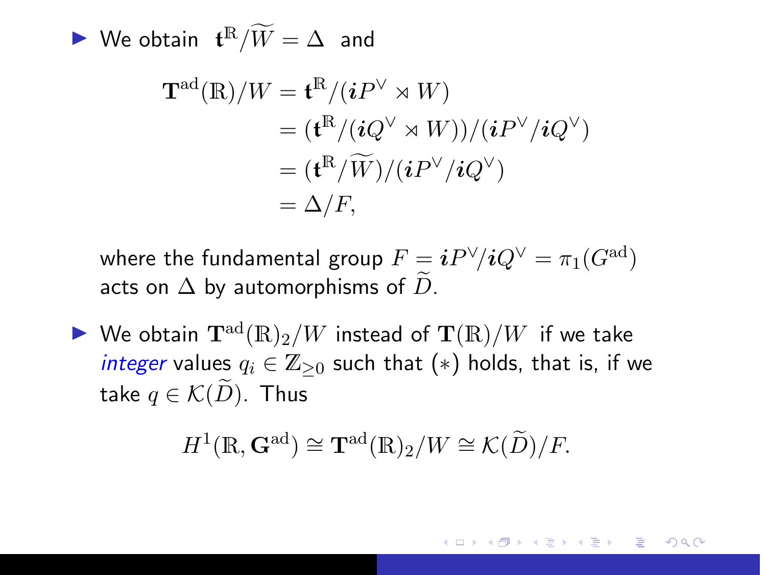- We obtain $\mathfrak{t}^{\mathbb{R}}/\widetilde{W} = \Delta$ and

$$\begin{aligned}
\mathbf{T}^{\mathrm{ad}}(\mathbb{R})/W &= \mathfrak{t}^{\mathbb{R}}/(\boldsymbol{i}P^\vee \rtimes W) \\
&= (\mathfrak{t}^{\mathbb{R}}/(\boldsymbol{i}Q^\vee \rtimes W))/(\boldsymbol{i}P^\vee/\boldsymbol{i}Q^\vee) \\
&= (\mathfrak{t}^{\mathbb{R}}/\widetilde{W})/(\boldsymbol{i}P^\vee/\boldsymbol{i}Q^\vee) \\
&= \Delta/F,
\end{aligned}$$

  where the fundamental group $F = \boldsymbol{i}P^\vee/\boldsymbol{i}Q^\vee = \pi_1(G^{\mathrm{ad}})$ acts on $\Delta$ by automorphisms of $\widetilde{D}$.

- We obtain $\mathbf{T}^{\mathrm{ad}}(\mathbb{R})_2/W$ instead of $\mathbf{T}(\mathbb{R})/W$ if we take *integer* values $q_i \in \mathbb{Z}_{\geq 0}$ such that $(*)$ holds, that is, if we take $q \in \mathcal{K}(\widetilde{D})$. Thus

$$H^1(\mathbb{R}, \mathbf{G}^{\mathrm{ad}}) \cong \mathbf{T}^{\mathrm{ad}}(\mathbb{R})_2/W \cong \mathcal{K}(\widetilde{D})/F.$$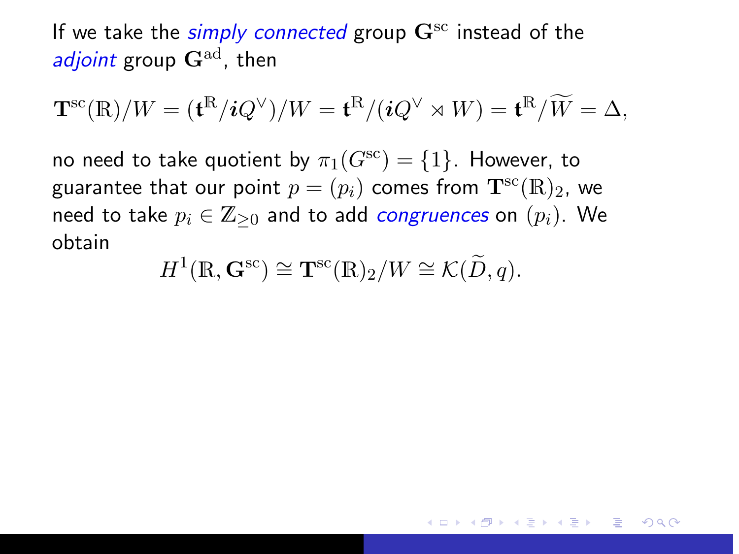If we take the *simply connected* group $\mathbf{G}^{\mathrm{sc}}$ instead of the *adjoint* group $\mathbf{G}^{\mathrm{ad}}$, then

$$\mathbf{T}^{\mathrm{sc}}(\mathbb{R})/W = (\mathfrak{t}^{\mathbb{R}}/\boldsymbol{i}Q^{\vee})/W = \mathfrak{t}^{\mathbb{R}}/(\boldsymbol{i}Q^{\vee} \rtimes W) = \mathfrak{t}^{\mathbb{R}}/\widetilde{W} = \Delta,$$

no need to take quotient by $\pi_1(G^{\mathrm{sc}}) = \{1\}$. However, to guarantee that our point $p = (p_i)$ comes from $\mathbf{T}^{\mathrm{sc}}(\mathbb{R})_2$, we need to take $p_i \in \mathbb{Z}_{\geq 0}$ and to add *congruences* on $(p_i)$. We obtain

$$H^1(\mathbb{R}, \mathbf{G}^{\mathrm{sc}}) \cong \mathbf{T}^{\mathrm{sc}}(\mathbb{R})_2/W \cong \mathcal{K}(\widetilde{D}, q).$$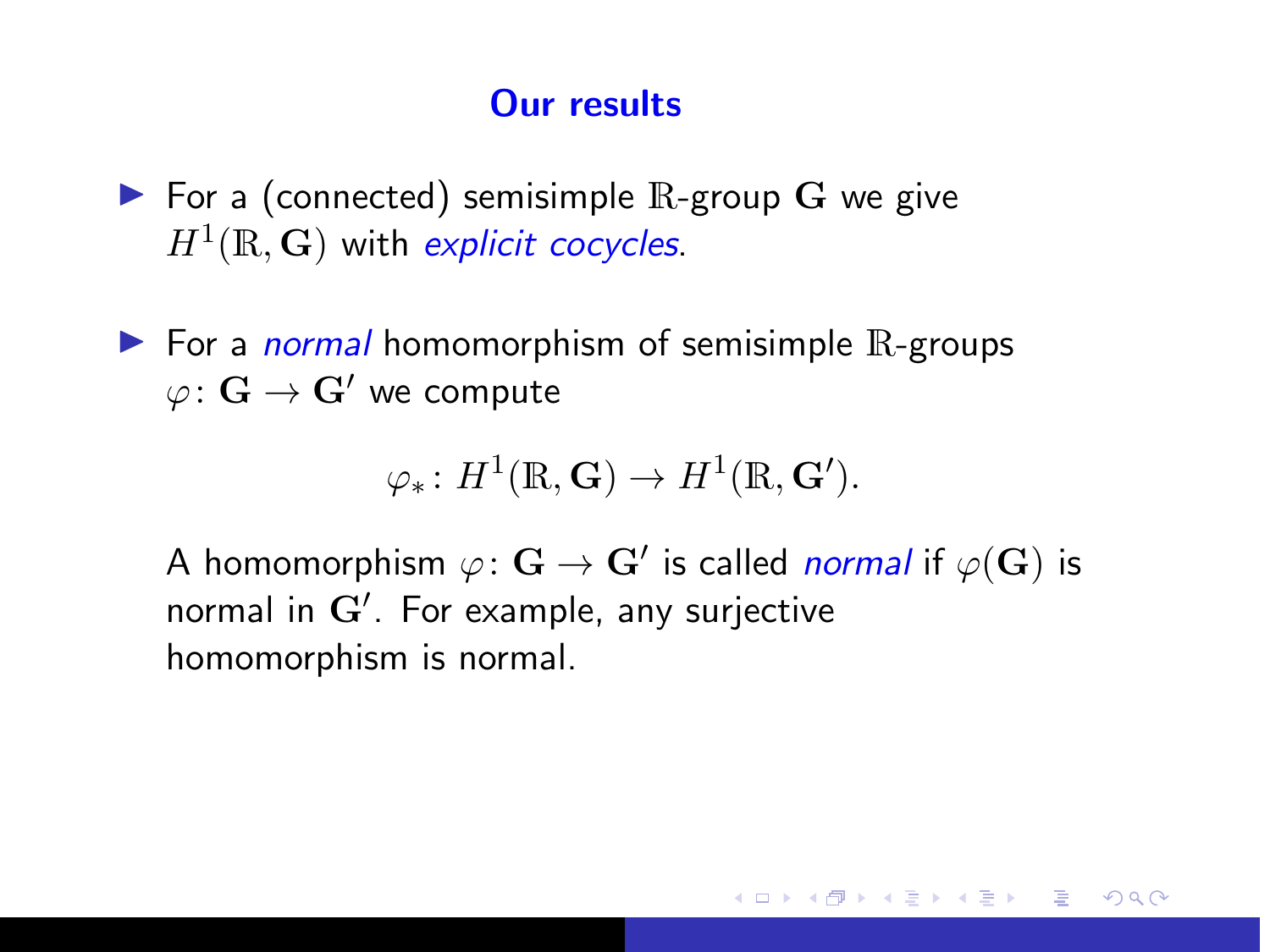## Our results

- For a (connected) semisimple $\mathbb{R}$-group $\mathbf{G}$ we give $H^1(\mathbb{R}, \mathbf{G})$ with *explicit cocycles*.

- For a *normal* homomorphism of semisimple $\mathbb{R}$-groups $\varphi\colon \mathbf{G} \to \mathbf{G}'$ we compute

$$\varphi_*\colon H^1(\mathbb{R}, \mathbf{G}) \to H^1(\mathbb{R}, \mathbf{G}').$$

  A homomorphism $\varphi\colon \mathbf{G} \to \mathbf{G}'$ is called *normal* if $\varphi(\mathbf{G})$ is normal in $\mathbf{G}'$. For example, any surjective homomorphism is normal.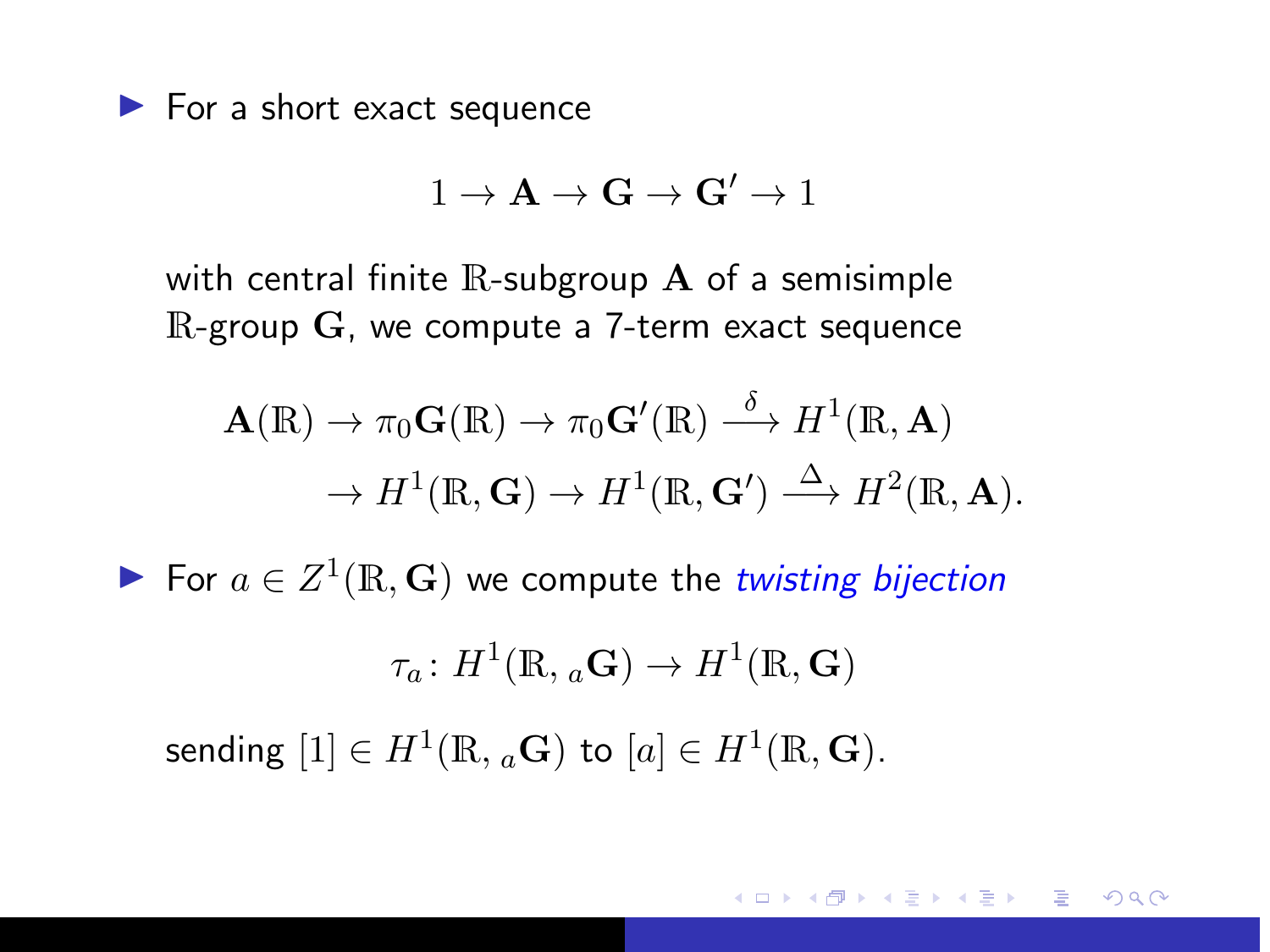- For a short exact sequence

$$1 \to \mathbf{A} \to \mathbf{G} \to \mathbf{G}' \to 1$$

  with central finite $\mathbb{R}$-subgroup $\mathbf{A}$ of a semisimple $\mathbb{R}$-group $\mathbf{G}$, we compute a 7-term exact sequence

$$\mathbf{A}(\mathbb{R}) \to \pi_0\mathbf{G}(\mathbb{R}) \to \pi_0\mathbf{G}'(\mathbb{R}) \xrightarrow{\delta} H^1(\mathbb{R}, \mathbf{A})$$
$$\to H^1(\mathbb{R}, \mathbf{G}) \to H^1(\mathbb{R}, \mathbf{G}') \xrightarrow{\Delta} H^2(\mathbb{R}, \mathbf{A}).$$

- For $a \in Z^1(\mathbb{R}, \mathbf{G})$ we compute the *twisting bijection*

$$\tau_a \colon H^1(\mathbb{R}, {}_a\mathbf{G}) \to H^1(\mathbb{R}, \mathbf{G})$$

  sending $[1] \in H^1(\mathbb{R}, {}_a\mathbf{G})$ to $[a] \in H^1(\mathbb{R}, \mathbf{G})$.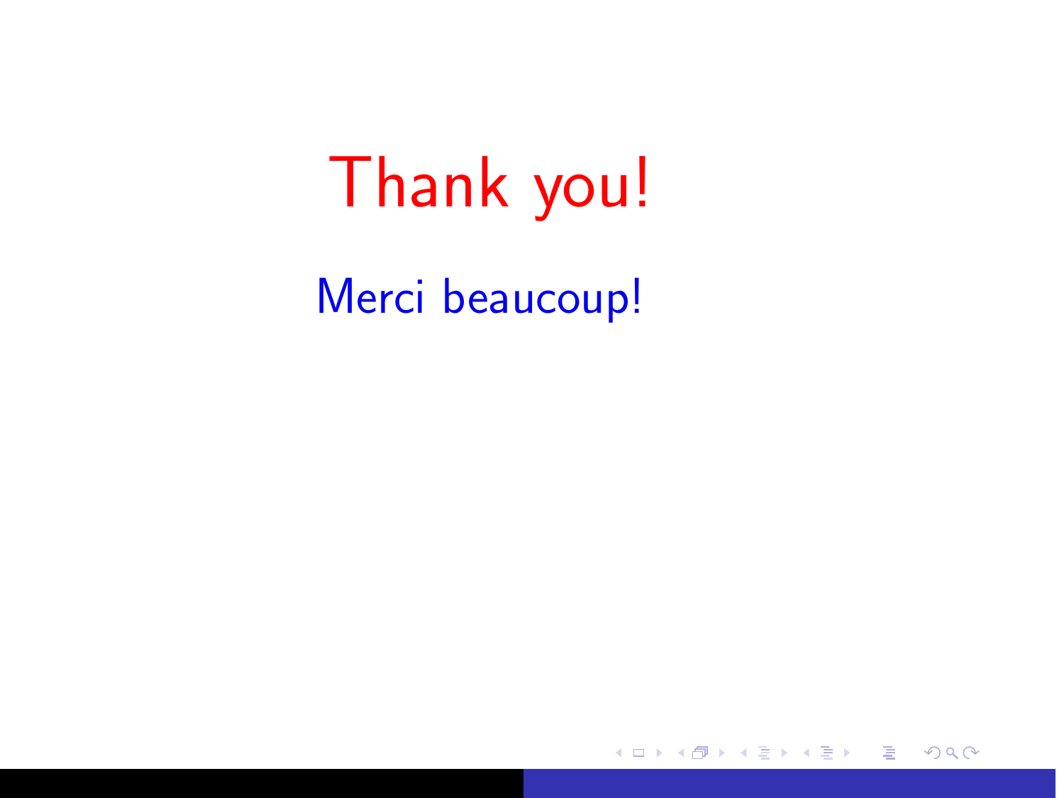# Thank you!

Merci beaucoup!